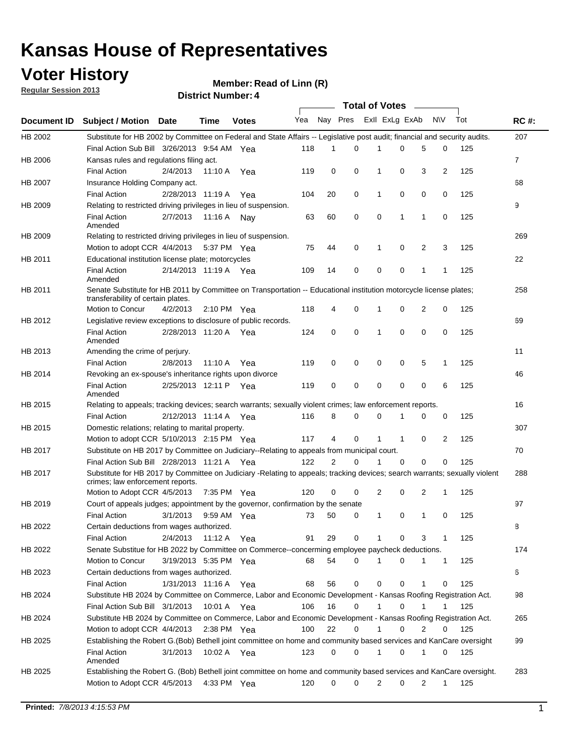# Kansas House of Representatives

## Voter History

**Regular Session 2013**

**Member: Read of Linn (R)**

**District Number: 4**

| Document ID | Subject / Motion | Date | Time | Votes | Yea | Nay | Pres | ExII | ExLg | ExAb | N\V | Tot | RC #: |
|---|---|---|---|---|---|---|---|---|---|---|---|---|---|
| HB 2002 | Substitute for HB 2002 by Committee on Federal and State Affairs -- Legislative post audit; financial and security audits. | | | | | | | | | | | | 207 |
| | Final Action Sub Bill | 3/26/2013 | 9:54 AM | Yea | 118 | 1 | 0 | 1 | 0 | 5 | 0 | 125 | |
| HB 2006 | Kansas rules and regulations filing act. | | | | | | | | | | | | 7 |
| | Final Action | 2/4/2013 | 11:10 A | Yea | 119 | 0 | 0 | 1 | 0 | 3 | 2 | 125 | |
| HB 2007 | Insurance Holding Company act. | | | | | | | | | | | | 68 |
| | Final Action | 2/28/2013 | 11:19 A | Yea | 104 | 20 | 0 | 1 | 0 | 0 | 0 | 125 | |
| HB 2009 | Relating to restricted driving privileges in lieu of suspension. | | | | | | | | | | | | 9 |
| | Final Action Amended | 2/7/2013 | 11:16 A | Nay | 63 | 60 | 0 | 0 | 1 | 1 | 0 | 125 | |
| HB 2009 | Relating to restricted driving privileges in lieu of suspension. | | | | | | | | | | | | 269 |
| | Motion to adopt CCR | 4/4/2013 | 5:37 PM | Yea | 75 | 44 | 0 | 1 | 0 | 2 | 3 | 125 | |
| HB 2011 | Educational institution license plate; motorcycles | | | | | | | | | | | | 22 |
| | Final Action Amended | 2/14/2013 | 11:19 A | Yea | 109 | 14 | 0 | 0 | 0 | 1 | 1 | 125 | |
| HB 2011 | Senate Substitute for HB 2011 by Committee on Transportation -- Educational institution motorcycle license plates; transferability of certain plates. | | | | | | | | | | | | 258 |
| | Motion to Concur | 4/2/2013 | 2:10 PM | Yea | 118 | 4 | 0 | 1 | 0 | 2 | 0 | 125 | |
| HB 2012 | Legislative review exceptions to disclosure of public records. | | | | | | | | | | | | 69 |
| | Final Action Amended | 2/28/2013 | 11:20 A | Yea | 124 | 0 | 0 | 1 | 0 | 0 | 0 | 125 | |
| HB 2013 | Amending the crime of perjury. | | | | | | | | | | | | 11 |
| | Final Action | 2/8/2013 | 11:10 A | Yea | 119 | 0 | 0 | 0 | 0 | 5 | 1 | 125 | |
| HB 2014 | Revoking an ex-spouse's inheritance rights upon divorce | | | | | | | | | | | | 46 |
| | Final Action Amended | 2/25/2013 | 12:11 P | Yea | 119 | 0 | 0 | 0 | 0 | 0 | 6 | 125 | |
| HB 2015 | Relating to appeals; tracking devices; search warrants; sexually violent crimes; law enforcement reports. | | | | | | | | | | | | 16 |
| | Final Action | 2/12/2013 | 11:14 A | Yea | 116 | 8 | 0 | 0 | 1 | 0 | 0 | 125 | |
| HB 2015 | Domestic relations; relating to marital property. | | | | | | | | | | | | 307 |
| | Motion to adopt CCR | 5/10/2013 | 2:15 PM | Yea | 117 | 4 | 0 | 1 | 1 | 0 | 2 | 125 | |
| HB 2017 | Substitute on HB 2017 by Committee on Judiciary--Relating to appeals from municipal court. | | | | | | | | | | | | 70 |
| | Final Action Sub Bill | 2/28/2013 | 11:21 A | Yea | 122 | 2 | 0 | 1 | 0 | 0 | 0 | 125 | |
| HB 2017 | Substitute for HB 2017 by Committee on Judiciary -Relating to appeals; tracking devices; search warrants; sexually violent crimes; law enforcement reports. | | | | | | | | | | | | 288 |
| | Motion to Adopt CCR | 4/5/2013 | 7:35 PM | Yea | 120 | 0 | 0 | 2 | 0 | 2 | 1 | 125 | |
| HB 2019 | Court of appeals judges; appointment by the governor, confirmation by the senate | | | | | | | | | | | | 97 |
| | Final Action | 3/1/2013 | 9:59 AM | Yea | 73 | 50 | 0 | 1 | 0 | 1 | 0 | 125 | |
| HB 2022 | Certain deductions from wages authorized. | | | | | | | | | | | | 8 |
| | Final Action | 2/4/2013 | 11:12 A | Yea | 91 | 29 | 0 | 1 | 0 | 3 | 1 | 125 | |
| HB 2022 | Senate Substitue for HB 2022 by Committee on Commerce--concerning employee paycheck deductions. | | | | | | | | | | | | 174 |
| | Motion to Concur | 3/19/2013 | 5:35 PM | Yea | 68 | 54 | 0 | 1 | 0 | 1 | 1 | 125 | |
| HB 2023 | Certain deductions from wages authorized. | | | | | | | | | | | | 6 |
| | Final Action | 1/31/2013 | 11:16 A | Yea | 68 | 56 | 0 | 0 | 0 | 1 | 0 | 125 | |
| HB 2024 | Substitute HB 2024 by Committee on Commerce, Labor and Economic Development - Kansas Roofing Registration Act. | | | | | | | | | | | | 98 |
| | Final Action Sub Bill | 3/1/2013 | 10:01 A | Yea | 106 | 16 | 0 | 1 | 0 | 1 | 1 | 125 | |
| HB 2024 | Substitute HB 2024 by Committee on Commerce, Labor and Economic Development - Kansas Roofing Registration Act. | | | | | | | | | | | | 265 |
| | Motion to adopt CCR | 4/4/2013 | 2:38 PM | Yea | 100 | 22 | 0 | 1 | 0 | 2 | 0 | 125 | |
| HB 2025 | Establishing the Robert G.(Bob) Bethell joint committee on home and community based services and KanCare oversight | | | | | | | | | | | | 99 |
| | Final Action Amended | 3/1/2013 | 10:02 A | Yea | 123 | 0 | 0 | 1 | 0 | 1 | 0 | 125 | |
| HB 2025 | Establishing the Robert G. (Bob) Bethell joint committee on home and community based services and KanCare oversight. | | | | | | | | | | | | 283 |
| | Motion to Adopt CCR | 4/5/2013 | 4:33 PM | Yea | 120 | 0 | 0 | 2 | 0 | 2 | 1 | 125 | |

**Printed:** 7/8/2013 4:15:53 PM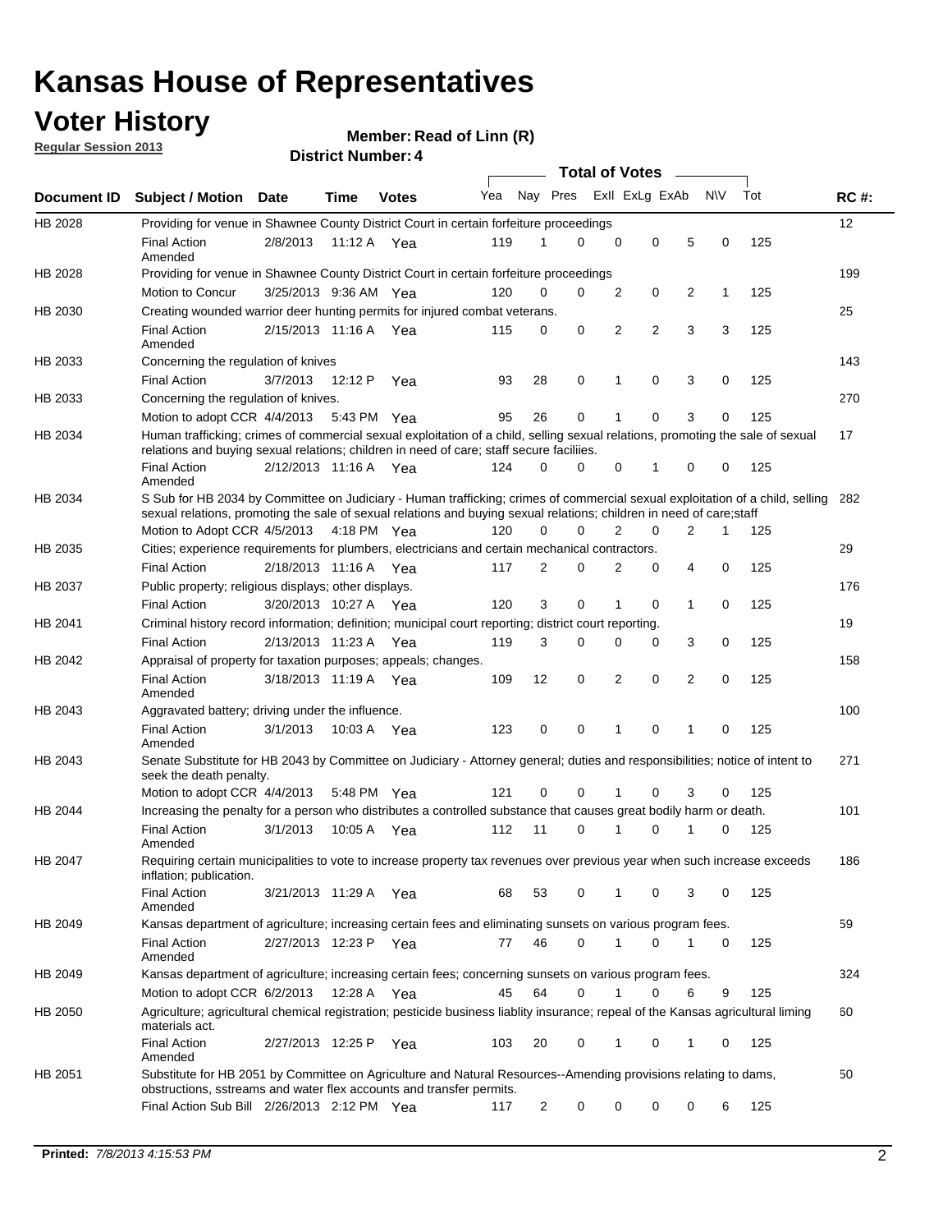# Kansas House of Representatives

## Voter History

**Regular Session 2013**

**Member: Read of Linn (R)**

**District Number: 4**

| Document ID | Subject / Motion | Date | Time | Votes | Yea | Nay | Pres | ExII | ExLg | ExAb | N\V | Tot | RC #: |
|---|---|---|---|---|---|---|---|---|---|---|---|---|---|
| HB 2028 | Providing for venue in Shawnee County District Court in certain forfeiture proceedings | | | | | | | | | | | | 12 |
| | Final Action Amended | 2/8/2013 | 11:12 A | Yea | 119 | 1 | 0 | 0 | 0 | 5 | 0 | 125 | |
| HB 2028 | Providing for venue in Shawnee County District Court in certain forfeiture proceedings | | | | | | | | | | | | 199 |
| | Motion to Concur | 3/25/2013 | 9:36 AM | Yea | 120 | 0 | 0 | 2 | 0 | 2 | 1 | 125 | |
| HB 2030 | Creating wounded warrior deer hunting permits for injured combat veterans. | | | | | | | | | | | | 25 |
| | Final Action Amended | 2/15/2013 | 11:16 A | Yea | 115 | 0 | 0 | 2 | 2 | 3 | 3 | 125 | |
| HB 2033 | Concerning the regulation of knives | | | | | | | | | | | | 143 |
| | Final Action | 3/7/2013 | 12:12 P | Yea | 93 | 28 | 0 | 1 | 0 | 3 | 0 | 125 | |
| HB 2033 | Concerning the regulation of knives. | | | | | | | | | | | | 270 |
| | Motion to adopt CCR | 4/4/2013 | 5:43 PM | Yea | 95 | 26 | 0 | 1 | 0 | 3 | 0 | 125 | |
| HB 2034 | Human trafficking; crimes of commercial sexual exploitation of a child, selling sexual relations, promoting the sale of sexual relations and buying sexual relations; children in need of care; staff secure faciliies. | | | | | | | | | | | | 17 |
| | Final Action Amended | 2/12/2013 | 11:16 A | Yea | 124 | 0 | 0 | 0 | 1 | 0 | 0 | 125 | |
| HB 2034 | S Sub for HB 2034 by Committee on Judiciary - Human trafficking; crimes of commercial sexual exploitation of a child, selling sexual relations, promoting the sale of sexual relations and buying sexual relations; children in need of care;staff | | | | | | | | | | | | 282 |
| | Motion to Adopt CCR | 4/5/2013 | 4:18 PM | Yea | 120 | 0 | 0 | 2 | 0 | 2 | 1 | 125 | |
| HB 2035 | Cities; experience requirements for plumbers, electricians and certain mechanical contractors. | | | | | | | | | | | | 29 |
| | Final Action | 2/18/2013 | 11:16 A | Yea | 117 | 2 | 0 | 2 | 0 | 4 | 0 | 125 | |
| HB 2037 | Public property; religious displays; other displays. | | | | | | | | | | | | 176 |
| | Final Action | 3/20/2013 | 10:27 A | Yea | 120 | 3 | 0 | 1 | 0 | 1 | 0 | 125 | |
| HB 2041 | Criminal history record information; definition; municipal court reporting; district court reporting. | | | | | | | | | | | | 19 |
| | Final Action | 2/13/2013 | 11:23 A | Yea | 119 | 3 | 0 | 0 | 0 | 3 | 0 | 125 | |
| HB 2042 | Appraisal of property for taxation purposes; appeals; changes. | | | | | | | | | | | | 158 |
| | Final Action Amended | 3/18/2013 | 11:19 A | Yea | 109 | 12 | 0 | 2 | 0 | 2 | 0 | 125 | |
| HB 2043 | Aggravated battery; driving under the influence. | | | | | | | | | | | | 100 |
| | Final Action Amended | 3/1/2013 | 10:03 A | Yea | 123 | 0 | 0 | 1 | 0 | 1 | 0 | 125 | |
| HB 2043 | Senate Substitute for HB 2043 by Committee on Judiciary - Attorney general; duties and responsibilities; notice of intent to seek the death penalty. | | | | | | | | | | | | 271 |
| | Motion to adopt CCR | 4/4/2013 | 5:48 PM | Yea | 121 | 0 | 0 | 1 | 0 | 3 | 0 | 125 | |
| HB 2044 | Increasing the penalty for a person who distributes a controlled substance that causes great bodily harm or death. | | | | | | | | | | | | 101 |
| | Final Action Amended | 3/1/2013 | 10:05 A | Yea | 112 | 11 | 0 | 1 | 0 | 1 | 0 | 125 | |
| HB 2047 | Requiring certain municipalities to vote to increase property tax revenues over previous year when such increase exceeds inflation; publication. | | | | | | | | | | | | 186 |
| | Final Action Amended | 3/21/2013 | 11:29 A | Yea | 68 | 53 | 0 | 1 | 0 | 3 | 0 | 125 | |
| HB 2049 | Kansas department of agriculture; increasing certain fees and eliminating sunsets on various program fees. | | | | | | | | | | | | 59 |
| | Final Action Amended | 2/27/2013 | 12:23 P | Yea | 77 | 46 | 0 | 1 | 0 | 1 | 0 | 125 | |
| HB 2049 | Kansas department of agriculture; increasing certain fees; concerning sunsets on various program fees. | | | | | | | | | | | | 324 |
| | Motion to adopt CCR | 6/2/2013 | 12:28 A | Yea | 45 | 64 | 0 | 1 | 0 | 6 | 9 | 125 | |
| HB 2050 | Agriculture; agricultural chemical registration; pesticide business liablity insurance; repeal of the Kansas agricultural liming materials act. | | | | | | | | | | | | 60 |
| | Final Action Amended | 2/27/2013 | 12:25 P | Yea | 103 | 20 | 0 | 1 | 0 | 1 | 0 | 125 | |
| HB 2051 | Substitute for HB 2051 by Committee on Agriculture and Natural Resources--Amending provisions relating to dams, obstructions, sstreams and water flex accounts and transfer permits. | | | | | | | | | | | | 50 |
| | Final Action Sub Bill | 2/26/2013 | 2:12 PM | Yea | 117 | 2 | 0 | 0 | 0 | 0 | 6 | 125 | |

**Printed:** *7/8/2013 4:15:53 PM*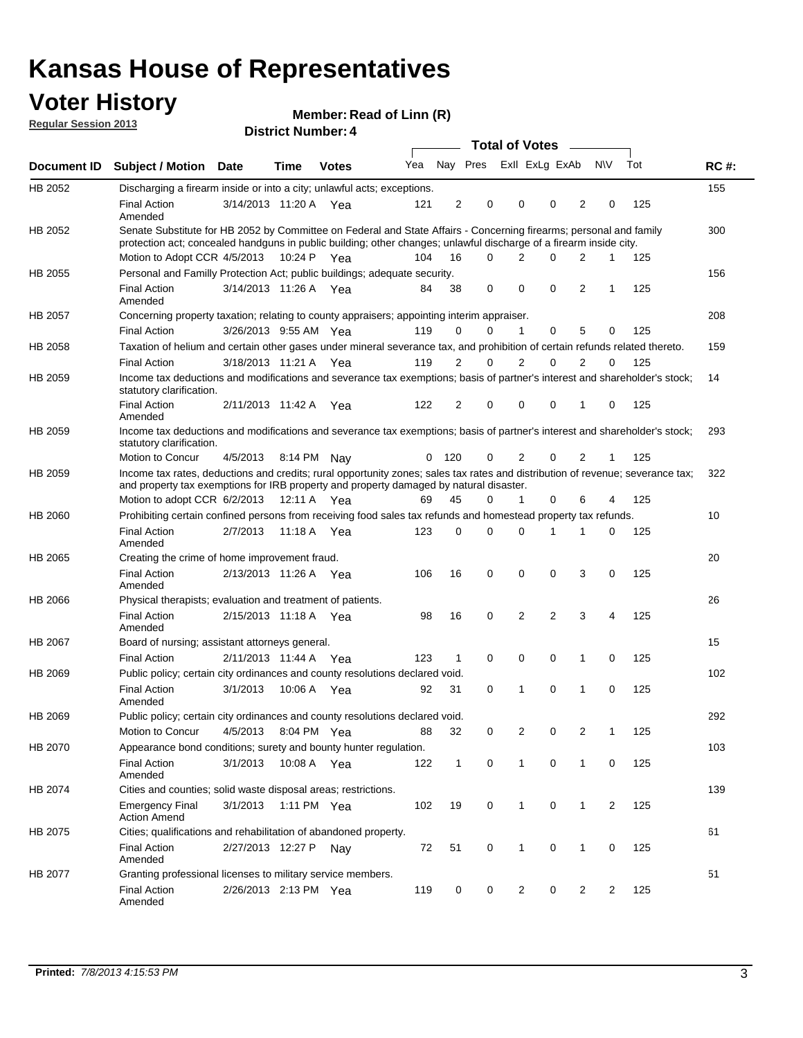# Kansas House of Representatives

## Voter History

**Regular Session 2013**

**Member: Read of Linn (R)**

**District Number: 4**

| Document ID | Subject / Motion | Date | Time | Votes | Yea | Nay | Pres | ExII | ExLg | ExAb | N\V | Tot | RC #: |
|---|---|---|---|---|---|---|---|---|---|---|---|---|---|
| HB 2052 | Discharging a firearm inside or into a city; unlawful acts; exceptions. | | | | | | | | | | | | 155 |
| | Final Action Amended | 3/14/2013 | 11:20 A | Yea | 121 | 2 | 0 | 0 | 0 | 2 | 0 | 125 | |
| HB 2052 | Senate Substitute for HB 2052 by Committee on Federal and State Affairs - Concerning firearms; personal and family protection act; concealed handguns in public building; other changes; unlawful discharge of a firearm inside city. | | | | | | | | | | | | 300 |
| | Motion to Adopt CCR | 4/5/2013 | 10:24 P | Yea | 104 | 16 | 0 | 2 | 0 | 2 | 1 | 125 | |
| HB 2055 | Personal and Familly Protection Act; public buildings; adequate security. | | | | | | | | | | | | 156 |
| | Final Action Amended | 3/14/2013 | 11:26 A | Yea | 84 | 38 | 0 | 0 | 0 | 2 | 1 | 125 | |
| HB 2057 | Concerning property taxation; relating to county appraisers; appointing interim appraiser. | | | | | | | | | | | | 208 |
| | Final Action | 3/26/2013 | 9:55 AM | Yea | 119 | 0 | 0 | 1 | 0 | 5 | 0 | 125 | |
| HB 2058 | Taxation of helium and certain other gases under mineral severance tax, and prohibition of certain refunds related thereto. | | | | | | | | | | | | 159 |
| | Final Action | 3/18/2013 | 11:21 A | Yea | 119 | 2 | 0 | 2 | 0 | 2 | 0 | 125 | |
| HB 2059 | Income tax deductions and modifications and severance tax exemptions; basis of partner's interest and shareholder's stock; statutory clarification. | | | | | | | | | | | | 14 |
| | Final Action Amended | 2/11/2013 | 11:42 A | Yea | 122 | 2 | 0 | 0 | 0 | 1 | 0 | 125 | |
| HB 2059 | Income tax deductions and modifications and severance tax exemptions; basis of partner's interest and shareholder's stock; statutory clarification. | | | | | | | | | | | | 293 |
| | Motion to Concur | 4/5/2013 | 8:14 PM | Nay | 0 | 120 | 0 | 2 | 0 | 2 | 1 | 125 | |
| HB 2059 | Income tax rates, deductions and credits; rural opportunity zones; sales tax rates and distribution of revenue; severance tax; and property tax exemptions for IRB property and property damaged by natural disaster. | | | | | | | | | | | | 322 |
| | Motion to adopt CCR | 6/2/2013 | 12:11 A | Yea | 69 | 45 | 0 | 1 | 0 | 6 | 4 | 125 | |
| HB 2060 | Prohibiting certain confined persons from receiving food sales tax refunds and homestead property tax refunds. | | | | | | | | | | | | 10 |
| | Final Action Amended | 2/7/2013 | 11:18 A | Yea | 123 | 0 | 0 | 0 | 1 | 1 | 0 | 125 | |
| HB 2065 | Creating the crime of home improvement fraud. | | | | | | | | | | | | 20 |
| | Final Action Amended | 2/13/2013 | 11:26 A | Yea | 106 | 16 | 0 | 0 | 0 | 3 | 0 | 125 | |
| HB 2066 | Physical therapists; evaluation and treatment of patients. | | | | | | | | | | | | 26 |
| | Final Action Amended | 2/15/2013 | 11:18 A | Yea | 98 | 16 | 0 | 2 | 2 | 3 | 4 | 125 | |
| HB 2067 | Board of nursing; assistant attorneys general. | | | | | | | | | | | | 15 |
| | Final Action | 2/11/2013 | 11:44 A | Yea | 123 | 1 | 0 | 0 | 0 | 1 | 0 | 125 | |
| HB 2069 | Public policy; certain city ordinances and county resolutions declared void. | | | | | | | | | | | | 102 |
| | Final Action Amended | 3/1/2013 | 10:06 A | Yea | 92 | 31 | 0 | 1 | 0 | 1 | 0 | 125 | |
| HB 2069 | Public policy; certain city ordinances and county resolutions declared void. | | | | | | | | | | | | 292 |
| | Motion to Concur | 4/5/2013 | 8:04 PM | Yea | 88 | 32 | 0 | 2 | 0 | 2 | 1 | 125 | |
| HB 2070 | Appearance bond conditions; surety and bounty hunter regulation. | | | | | | | | | | | | 103 |
| | Final Action Amended | 3/1/2013 | 10:08 A | Yea | 122 | 1 | 0 | 1 | 0 | 1 | 0 | 125 | |
| HB 2074 | Cities and counties; solid waste disposal areas; restrictions. | | | | | | | | | | | | 139 |
| | Emergency Final Action Amend | 3/1/2013 | 1:11 PM | Yea | 102 | 19 | 0 | 1 | 0 | 1 | 2 | 125 | |
| HB 2075 | Cities; qualifications and rehabilitation of abandoned property. | | | | | | | | | | | | 61 |
| | Final Action Amended | 2/27/2013 | 12:27 P | Nay | 72 | 51 | 0 | 1 | 0 | 1 | 0 | 125 | |
| HB 2077 | Granting professional licenses to military service members. | | | | | | | | | | | | 51 |
| | Final Action Amended | 2/26/2013 | 2:13 PM | Yea | 119 | 0 | 0 | 2 | 0 | 2 | 2 | 125 | |

**Printed:** *7/8/2013 4:15:53 PM*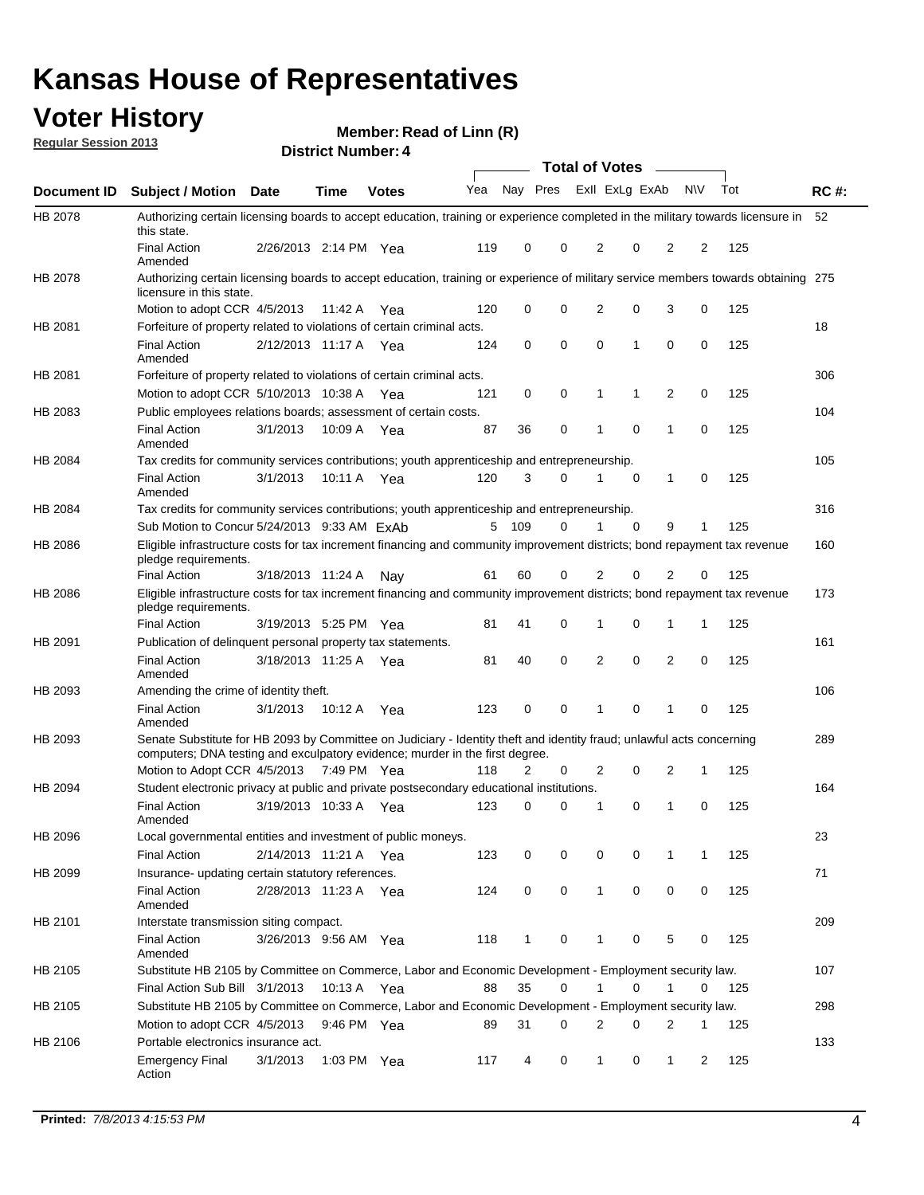# Kansas House of Representatives

## Voter History

**Regular Session 2013**

**Member: Read of Linn (R)**

**District Number: 4**

| Document ID | Subject / Motion | Date | Time | Votes | Yea | Nay | Pres | ExlI | ExLg | ExAb | N\V | Tot | RC #: |
|---|---|---|---|---|---|---|---|---|---|---|---|---|---|
| HB 2078 | Authorizing certain licensing boards to accept education, training or experience completed in the military towards licensure in this state. | | | | | | | | | | | | 52 |
| | Final Action Amended | 2/26/2013 | 2:14 PM | Yea | 119 | 0 | 0 | 2 | 0 | 2 | 2 | 125 | |
| HB 2078 | Authorizing certain licensing boards to accept education, training or experience of military service members towards obtaining licensure in this state. | | | | | | | | | | | | 275 |
| | Motion to adopt CCR | 4/5/2013 | 11:42 A | Yea | 120 | 0 | 0 | 2 | 0 | 3 | 0 | 125 | |
| HB 2081 | Forfeiture of property related to violations of certain criminal acts. | | | | | | | | | | | | 18 |
| | Final Action Amended | 2/12/2013 | 11:17 A | Yea | 124 | 0 | 0 | 0 | 1 | 0 | 0 | 125 | |
| HB 2081 | Forfeiture of property related to violations of certain criminal acts. | | | | | | | | | | | | 306 |
| | Motion to adopt CCR | 5/10/2013 | 10:38 A | Yea | 121 | 0 | 0 | 1 | 1 | 2 | 0 | 125 | |
| HB 2083 | Public employees relations boards; assessment of certain costs. | | | | | | | | | | | | 104 |
| | Final Action Amended | 3/1/2013 | 10:09 A | Yea | 87 | 36 | 0 | 1 | 0 | 1 | 0 | 125 | |
| HB 2084 | Tax credits for community services contributions; youth apprenticeship and entrepreneurship. | | | | | | | | | | | | 105 |
| | Final Action Amended | 3/1/2013 | 10:11 A | Yea | 120 | 3 | 0 | 1 | 0 | 1 | 0 | 125 | |
| HB 2084 | Tax credits for community services contributions; youth apprenticeship and entrepreneurship. | | | | | | | | | | | | 316 |
| | Sub Motion to Concur | 5/24/2013 | 9:33 AM | ExAb | 5 | 109 | 0 | 1 | 0 | 9 | 1 | 125 | |
| HB 2086 | Eligible infrastructure costs for tax increment financing and community improvement districts; bond repayment tax revenue pledge requirements. | | | | | | | | | | | | 160 |
| | Final Action | 3/18/2013 | 11:24 A | Nay | 61 | 60 | 0 | 2 | 0 | 2 | 0 | 125 | |
| HB 2086 | Eligible infrastructure costs for tax increment financing and community improvement districts; bond repayment tax revenue pledge requirements. | | | | | | | | | | | | 173 |
| | Final Action | 3/19/2013 | 5:25 PM | Yea | 81 | 41 | 0 | 1 | 0 | 1 | 1 | 125 | |
| HB 2091 | Publication of delinquent personal property tax statements. | | | | | | | | | | | | 161 |
| | Final Action Amended | 3/18/2013 | 11:25 A | Yea | 81 | 40 | 0 | 2 | 0 | 2 | 0 | 125 | |
| HB 2093 | Amending the crime of identity theft. | | | | | | | | | | | | 106 |
| | Final Action Amended | 3/1/2013 | 10:12 A | Yea | 123 | 0 | 0 | 1 | 0 | 1 | 0 | 125 | |
| HB 2093 | Senate Substitute for HB 2093 by Committee on Judiciary - Identity theft and identity fraud; unlawful acts concerning computers; DNA testing and exculpatory evidence; murder in the first degree. | | | | | | | | | | | | 289 |
| | Motion to Adopt CCR | 4/5/2013 | 7:49 PM | Yea | 118 | 2 | 0 | 2 | 0 | 2 | 1 | 125 | |
| HB 2094 | Student electronic privacy at public and private postsecondary educational institutions. | | | | | | | | | | | | 164 |
| | Final Action Amended | 3/19/2013 | 10:33 A | Yea | 123 | 0 | 0 | 1 | 0 | 1 | 0 | 125 | |
| HB 2096 | Local governmental entities and investment of public moneys. | | | | | | | | | | | | 23 |
| | Final Action | 2/14/2013 | 11:21 A | Yea | 123 | 0 | 0 | 0 | 0 | 1 | 1 | 125 | |
| HB 2099 | Insurance- updating certain statutory references. | | | | | | | | | | | | 71 |
| | Final Action Amended | 2/28/2013 | 11:23 A | Yea | 124 | 0 | 0 | 1 | 0 | 0 | 0 | 125 | |
| HB 2101 | Interstate transmission siting compact. | | | | | | | | | | | | 209 |
| | Final Action Amended | 3/26/2013 | 9:56 AM | Yea | 118 | 1 | 0 | 1 | 0 | 5 | 0 | 125 | |
| HB 2105 | Substitute HB 2105 by Committee on Commerce, Labor and Economic Development - Employment security law. | | | | | | | | | | | | 107 |
| | Final Action Sub Bill | 3/1/2013 | 10:13 A | Yea | 88 | 35 | 0 | 1 | 0 | 1 | 0 | 125 | |
| HB 2105 | Substitute HB 2105 by Committee on Commerce, Labor and Economic Development - Employment security law. | | | | | | | | | | | | 298 |
| | Motion to adopt CCR | 4/5/2013 | 9:46 PM | Yea | 89 | 31 | 0 | 2 | 0 | 2 | 1 | 125 | |
| HB 2106 | Portable electronics insurance act. | | | | | | | | | | | | 133 |
| | Emergency Final Action | 3/1/2013 | 1:03 PM | Yea | 117 | 4 | 0 | 1 | 0 | 1 | 2 | 125 | |

**Printed:** *7/8/2013 4:15:53 PM*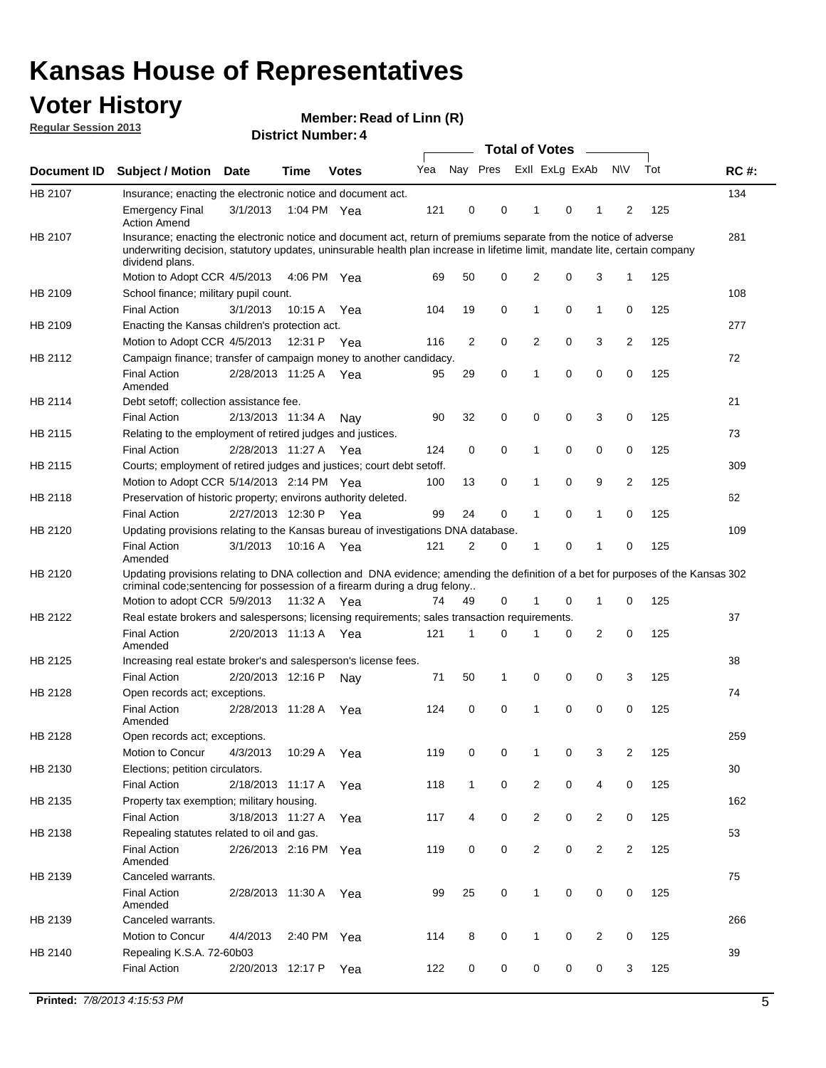# Kansas House of Representatives

## Voter History

**Regular Session 2013**

**Member: Read of Linn (R)**

**District Number: 4**

| Document ID | Subject / Motion | Date | Time | Votes | Yea | Nay | Pres | ExII | ExLg | ExAb | N\V | Tot | RC #: |
|---|---|---|---|---|---|---|---|---|---|---|---|---|---|
| HB 2107 | Insurance; enacting the electronic notice and document act. | | | | | | | | | | | | 134 |
| | Emergency Final Action Amend | 3/1/2013 | 1:04 PM | Yea | 121 | 0 | 0 | 1 | 0 | 1 | 2 | 125 | |
| HB 2107 | Insurance; enacting the electronic notice and document act, return of premiums separate from the notice of adverse underwriting decision, statutory updates, uninsurable health plan increase in lifetime limit, mandate lite, certain company dividend plans. | | | | | | | | | | | | 281 |
| | Motion to Adopt CCR | 4/5/2013 | 4:06 PM | Yea | 69 | 50 | 0 | 2 | 0 | 3 | 1 | 125 | |
| HB 2109 | School finance; military pupil count. | | | | | | | | | | | | 108 |
| | Final Action | 3/1/2013 | 10:15 A | Yea | 104 | 19 | 0 | 1 | 0 | 1 | 0 | 125 | |
| HB 2109 | Enacting the Kansas children's protection act. | | | | | | | | | | | | 277 |
| | Motion to Adopt CCR | 4/5/2013 | 12:31 P | Yea | 116 | 2 | 0 | 2 | 0 | 3 | 2 | 125 | |
| HB 2112 | Campaign finance; transfer of campaign money to another candidacy. | | | | | | | | | | | | 72 |
| | Final Action Amended | 2/28/2013 | 11:25 A | Yea | 95 | 29 | 0 | 1 | 0 | 0 | 0 | 125 | |
| HB 2114 | Debt setoff; collection assistance fee. | | | | | | | | | | | | 21 |
| | Final Action | 2/13/2013 | 11:34 A | Nay | 90 | 32 | 0 | 0 | 0 | 3 | 0 | 125 | |
| HB 2115 | Relating to the employment of retired judges and justices. | | | | | | | | | | | | 73 |
| | Final Action | 2/28/2013 | 11:27 A | Yea | 124 | 0 | 0 | 1 | 0 | 0 | 0 | 125 | |
| HB 2115 | Courts; employment of retired judges and justices; court debt setoff. | | | | | | | | | | | | 309 |
| | Motion to Adopt CCR | 5/14/2013 | 2:14 PM | Yea | 100 | 13 | 0 | 1 | 0 | 9 | 2 | 125 | |
| HB 2118 | Preservation of historic property; environs authority deleted. | | | | | | | | | | | | 62 |
| | Final Action | 2/27/2013 | 12:30 P | Yea | 99 | 24 | 0 | 1 | 0 | 1 | 0 | 125 | |
| HB 2120 | Updating provisions relating to the Kansas bureau of investigations DNA database. | | | | | | | | | | | | 109 |
| | Final Action Amended | 3/1/2013 | 10:16 A | Yea | 121 | 2 | 0 | 1 | 0 | 1 | 0 | 125 | |
| HB 2120 | Updating provisions relating to DNA collection and DNA evidence; amending the definition of a bet for purposes of the Kansas criminal code;sentencing for possession of a firearm during a drug felony.. | | | | | | | | | | | | 302 |
| | Motion to adopt CCR | 5/9/2013 | 11:32 A | Yea | 74 | 49 | 0 | 1 | 0 | 1 | 0 | 125 | |
| HB 2122 | Real estate brokers and salespersons; licensing requirements; sales transaction requirements. | | | | | | | | | | | | 37 |
| | Final Action Amended | 2/20/2013 | 11:13 A | Yea | 121 | 1 | 0 | 1 | 0 | 2 | 0 | 125 | |
| HB 2125 | Increasing real estate broker's and salesperson's license fees. | | | | | | | | | | | | 38 |
| | Final Action | 2/20/2013 | 12:16 P | Nay | 71 | 50 | 1 | 0 | 0 | 0 | 3 | 125 | |
| HB 2128 | Open records act; exceptions. | | | | | | | | | | | | 74 |
| | Final Action Amended | 2/28/2013 | 11:28 A | Yea | 124 | 0 | 0 | 1 | 0 | 0 | 0 | 125 | |
| HB 2128 | Open records act; exceptions. | | | | | | | | | | | | 259 |
| | Motion to Concur | 4/3/2013 | 10:29 A | Yea | 119 | 0 | 0 | 1 | 0 | 3 | 2 | 125 | |
| HB 2130 | Elections; petition circulators. | | | | | | | | | | | | 30 |
| | Final Action | 2/18/2013 | 11:17 A | Yea | 118 | 1 | 0 | 2 | 0 | 4 | 0 | 125 | |
| HB 2135 | Property tax exemption; military housing. | | | | | | | | | | | | 162 |
| | Final Action | 3/18/2013 | 11:27 A | Yea | 117 | 4 | 0 | 2 | 0 | 2 | 0 | 125 | |
| HB 2138 | Repealing statutes related to oil and gas. | | | | | | | | | | | | 53 |
| | Final Action Amended | 2/26/2013 | 2:16 PM | Yea | 119 | 0 | 0 | 2 | 0 | 2 | 2 | 125 | |
| HB 2139 | Canceled warrants. | | | | | | | | | | | | 75 |
| | Final Action Amended | 2/28/2013 | 11:30 A | Yea | 99 | 25 | 0 | 1 | 0 | 0 | 0 | 125 | |
| HB 2139 | Canceled warrants. | | | | | | | | | | | | 266 |
| | Motion to Concur | 4/4/2013 | 2:40 PM | Yea | 114 | 8 | 0 | 1 | 0 | 2 | 0 | 125 | |
| HB 2140 | Repealing K.S.A. 72-60b03 | | | | | | | | | | | | 39 |
| | Final Action | 2/20/2013 | 12:17 P | Yea | 122 | 0 | 0 | 0 | 0 | 0 | 3 | 125 | |

**Printed:** *7/8/2013 4:15:53 PM*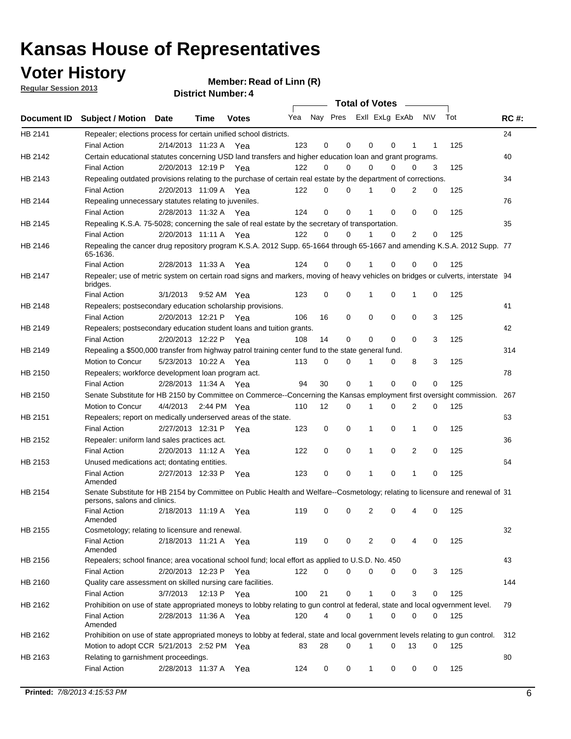# Kansas House of Representatives

## Voter History

**Regular Session 2013**

**Member: Read of Linn (R)**

**District Number: 4**

| Document ID | Subject / Motion | Date | Time | Votes | Yea | Nay | Pres | ExII | ExLg | ExAb | N\V | Tot | RC #: |
|---|---|---|---|---|---|---|---|---|---|---|---|---|---|
| HB 2141 | Repealer; elections process for certain unified school districts. | | | | | | | | | | | | 24 |
| | Final Action | 2/14/2013 | 11:23 A | Yea | 123 | 0 | 0 | 0 | 0 | 1 | 1 | 125 | |
| HB 2142 | Certain educational statutes concerning USD land transfers and higher education loan and grant programs. | | | | | | | | | | | | 40 |
| | Final Action | 2/20/2013 | 12:19 P | Yea | 122 | 0 | 0 | 0 | 0 | 0 | 3 | 125 | |
| HB 2143 | Repealing outdated provisions relating to the purchase of certain real estate by the department of corrections. | | | | | | | | | | | | 34 |
| | Final Action | 2/20/2013 | 11:09 A | Yea | 122 | 0 | 0 | 1 | 0 | 2 | 0 | 125 | |
| HB 2144 | Repealing unnecessary statutes relating to juveniles. | | | | | | | | | | | | 76 |
| | Final Action | 2/28/2013 | 11:32 A | Yea | 124 | 0 | 0 | 1 | 0 | 0 | 0 | 125 | |
| HB 2145 | Repealing K.S.A. 75-5028; concerning the sale of real estate by the secretary of transportation. | | | | | | | | | | | | 35 |
| | Final Action | 2/20/2013 | 11:11 A | Yea | 122 | 0 | 0 | 1 | 0 | 2 | 0 | 125 | |
| HB 2146 | Repealing the cancer drug repository program K.S.A. 2012 Supp. 65-1664 through 65-1667 and amending K.S.A. 2012 Supp. 65-1636. | | | | | | | | | | | | 77 |
| | Final Action | 2/28/2013 | 11:33 A | Yea | 124 | 0 | 0 | 1 | 0 | 0 | 0 | 125 | |
| HB 2147 | Repealer; use of metric system on certain road signs and markers, moving of heavy vehicles on bridges or culverts, interstate bridges. | | | | | | | | | | | | 94 |
| | Final Action | 3/1/2013 | 9:52 AM | Yea | 123 | 0 | 0 | 1 | 0 | 1 | 0 | 125 | |
| HB 2148 | Repealers; postsecondary education scholarship provisions. | | | | | | | | | | | | 41 |
| | Final Action | 2/20/2013 | 12:21 P | Yea | 106 | 16 | 0 | 0 | 0 | 0 | 3 | 125 | |
| HB 2149 | Repealers; postsecondary education student loans and tuition grants. | | | | | | | | | | | | 42 |
| | Final Action | 2/20/2013 | 12:22 P | Yea | 108 | 14 | 0 | 0 | 0 | 0 | 3 | 125 | |
| HB 2149 | Repealing a $500,000 transfer from highway patrol training center fund to the state general fund. | | | | | | | | | | | | 314 |
| | Motion to Concur | 5/23/2013 | 10:22 A | Yea | 113 | 0 | 0 | 1 | 0 | 8 | 3 | 125 | |
| HB 2150 | Repealers; workforce development loan program act. | | | | | | | | | | | | 78 |
| | Final Action | 2/28/2013 | 11:34 A | Yea | 94 | 30 | 0 | 1 | 0 | 0 | 0 | 125 | |
| HB 2150 | Senate Substitute for HB 2150 by Committee on Commerce--Concerning the Kansas employment first oversight commission. | | | | | | | | | | | | 267 |
| | Motion to Concur | 4/4/2013 | 2:44 PM | Yea | 110 | 12 | 0 | 1 | 0 | 2 | 0 | 125 | |
| HB 2151 | Repealers; report on medically underserved areas of the state. | | | | | | | | | | | | 63 |
| | Final Action | 2/27/2013 | 12:31 P | Yea | 123 | 0 | 0 | 1 | 0 | 1 | 0 | 125 | |
| HB 2152 | Repealer: uniform land sales practices act. | | | | | | | | | | | | 36 |
| | Final Action | 2/20/2013 | 11:12 A | Yea | 122 | 0 | 0 | 1 | 0 | 2 | 0 | 125 | |
| HB 2153 | Unused medications act; dontating entities. | | | | | | | | | | | | 64 |
| | Final Action Amended | 2/27/2013 | 12:33 P | Yea | 123 | 0 | 0 | 1 | 0 | 1 | 0 | 125 | |
| HB 2154 | Senate Substitute for HB 2154 by Committee on Public Health and Welfare--Cosmetology; relating to licensure and renewal of persons, salons and clinics. | | | | | | | | | | | | 31 |
| | Final Action Amended | 2/18/2013 | 11:19 A | Yea | 119 | 0 | 0 | 2 | 0 | 4 | 0 | 125 | |
| HB 2155 | Cosmetology; relating to licensure and renewal. | | | | | | | | | | | | 32 |
| | Final Action Amended | 2/18/2013 | 11:21 A | Yea | 119 | 0 | 0 | 2 | 0 | 4 | 0 | 125 | |
| HB 2156 | Repealers; school finance; area vocational school fund; local effort as applied to U.S.D. No. 450 | | | | | | | | | | | | 43 |
| | Final Action | 2/20/2013 | 12:23 P | Yea | 122 | 0 | 0 | 0 | 0 | 0 | 3 | 125 | |
| HB 2160 | Quality care assessment on skilled nursing care facilities. | | | | | | | | | | | | 144 |
| | Final Action | 3/7/2013 | 12:13 P | Yea | 100 | 21 | 0 | 1 | 0 | 3 | 0 | 125 | |
| HB 2162 | Prohibition on use of state appropriated moneys to lobby relating to gun control at federal, state and local ogvernment level. | | | | | | | | | | | | 79 |
| | Final Action Amended | 2/28/2013 | 11:36 A | Yea | 120 | 4 | 0 | 1 | 0 | 0 | 0 | 125 | |
| HB 2162 | Prohibition on use of state appropriated moneys to lobby at federal, state and local government levels relating to gun control. | | | | | | | | | | | | 312 |
| | Motion to adopt CCR | 5/21/2013 | 2:52 PM | Yea | 83 | 28 | 0 | 1 | 0 | 13 | 0 | 125 | |
| HB 2163 | Relating to garnishment proceedings. | | | | | | | | | | | | 80 |
| | Final Action | 2/28/2013 | 11:37 A | Yea | 124 | 0 | 0 | 1 | 0 | 0 | 0 | 125 | |

**Printed:** *7/8/2013 4:15:53 PM*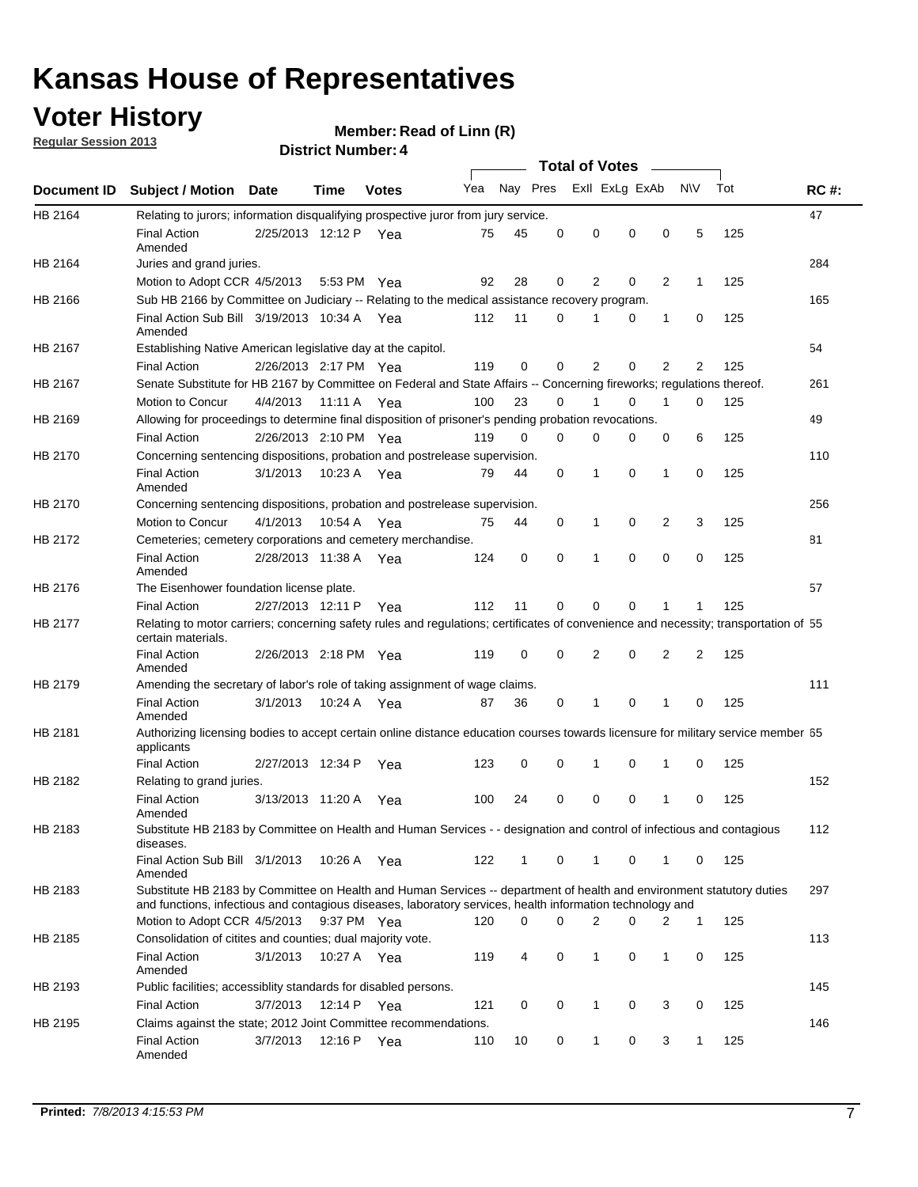# Kansas House of Representatives

## Voter History

**Regular Session 2013**

**Member: Read of Linn (R)**

**District Number: 4**

| Document ID | Subject / Motion | Date | Time | Votes | Yea | Nay | Pres | Exll | ExLg | ExAb | N\V | Tot | RC #: |
|---|---|---|---|---|---|---|---|---|---|---|---|---|---|
| HB 2164 | Relating to jurors; information disqualifying prospective juror from jury service. | | | | | | | | | | | | 47 |
| | Final Action Amended | 2/25/2013 | 12:12 P | Yea | 75 | 45 | 0 | 0 | 0 | 0 | 5 | 125 | |
| HB 2164 | Juries and grand juries. | | | | | | | | | | | | 284 |
| | Motion to Adopt CCR | 4/5/2013 | 5:53 PM | Yea | 92 | 28 | 0 | 2 | 0 | 2 | 1 | 125 | |
| HB 2166 | Sub HB 2166 by Committee on Judiciary -- Relating to the medical assistance recovery program. | | | | | | | | | | | | 165 |
| | Final Action Sub Bill Amended | 3/19/2013 | 10:34 A | Yea | 112 | 11 | 0 | 1 | 0 | 1 | 0 | 125 | |
| HB 2167 | Establishing Native American legislative day at the capitol. | | | | | | | | | | | | 54 |
| | Final Action | 2/26/2013 | 2:17 PM | Yea | 119 | 0 | 0 | 2 | 0 | 2 | 2 | 125 | |
| HB 2167 | Senate Substitute for HB 2167 by Committee on Federal and State Affairs -- Concerning fireworks; regulations thereof. | | | | | | | | | | | | 261 |
| | Motion to Concur | 4/4/2013 | 11:11 A | Yea | 100 | 23 | 0 | 1 | 0 | 1 | 0 | 125 | |
| HB 2169 | Allowing for proceedings to determine final disposition of prisoner's pending probation revocations. | | | | | | | | | | | | 49 |
| | Final Action | 2/26/2013 | 2:10 PM | Yea | 119 | 0 | 0 | 0 | 0 | 0 | 6 | 125 | |
| HB 2170 | Concerning sentencing dispositions, probation and postrelease supervision. | | | | | | | | | | | | 110 |
| | Final Action Amended | 3/1/2013 | 10:23 A | Yea | 79 | 44 | 0 | 1 | 0 | 1 | 0 | 125 | |
| HB 2170 | Concerning sentencing dispositions, probation and postrelease supervision. | | | | | | | | | | | | 256 |
| | Motion to Concur | 4/1/2013 | 10:54 A | Yea | 75 | 44 | 0 | 1 | 0 | 2 | 3 | 125 | |
| HB 2172 | Cemeteries; cemetery corporations and cemetery merchandise. | | | | | | | | | | | | 81 |
| | Final Action Amended | 2/28/2013 | 11:38 A | Yea | 124 | 0 | 0 | 1 | 0 | 0 | 0 | 125 | |
| HB 2176 | The Eisenhower foundation license plate. | | | | | | | | | | | | 57 |
| | Final Action | 2/27/2013 | 12:11 P | Yea | 112 | 11 | 0 | 0 | 0 | 1 | 1 | 125 | |
| HB 2177 | Relating to motor carriers; concerning safety rules and regulations; certificates of convenience and necessity; transportation of certain materials. | | | | | | | | | | | | 55 |
| | Final Action Amended | 2/26/2013 | 2:18 PM | Yea | 119 | 0 | 0 | 2 | 0 | 2 | 2 | 125 | |
| HB 2179 | Amending the secretary of labor's role of taking assignment of wage claims. | | | | | | | | | | | | 111 |
| | Final Action Amended | 3/1/2013 | 10:24 A | Yea | 87 | 36 | 0 | 1 | 0 | 1 | 0 | 125 | |
| HB 2181 | Authorizing licensing bodies to accept certain online distance education courses towards licensure for military service member applicants | | | | | | | | | | | | 65 |
| | Final Action | 2/27/2013 | 12:34 P | Yea | 123 | 0 | 0 | 1 | 0 | 1 | 0 | 125 | |
| HB 2182 | Relating to grand juries. | | | | | | | | | | | | 152 |
| | Final Action Amended | 3/13/2013 | 11:20 A | Yea | 100 | 24 | 0 | 0 | 0 | 1 | 0 | 125 | |
| HB 2183 | Substitute HB 2183 by Committee on Health and Human Services - - designation and control of infectious and contagious diseases. | | | | | | | | | | | | 112 |
| | Final Action Sub Bill Amended | 3/1/2013 | 10:26 A | Yea | 122 | 1 | 0 | 1 | 0 | 1 | 0 | 125 | |
| HB 2183 | Substitute HB 2183 by Committee on Health and Human Services -- department of health and environment statutory duties and functions, infectious and contagious diseases, laboratory services, health information technology and | | | | | | | | | | | | 297 |
| | Motion to Adopt CCR | 4/5/2013 | 9:37 PM | Yea | 120 | 0 | 0 | 2 | 0 | 2 | 1 | 125 | |
| HB 2185 | Consolidation of citites and counties; dual majority vote. | | | | | | | | | | | | 113 |
| | Final Action Amended | 3/1/2013 | 10:27 A | Yea | 119 | 4 | 0 | 1 | 0 | 1 | 0 | 125 | |
| HB 2193 | Public facilities; accessiblity standards for disabled persons. | | | | | | | | | | | | 145 |
| | Final Action | 3/7/2013 | 12:14 P | Yea | 121 | 0 | 0 | 1 | 0 | 3 | 0 | 125 | |
| HB 2195 | Claims against the state; 2012 Joint Committee recommendations. | | | | | | | | | | | | 146 |
| | Final Action Amended | 3/7/2013 | 12:16 P | Yea | 110 | 10 | 0 | 1 | 0 | 3 | 1 | 125 | |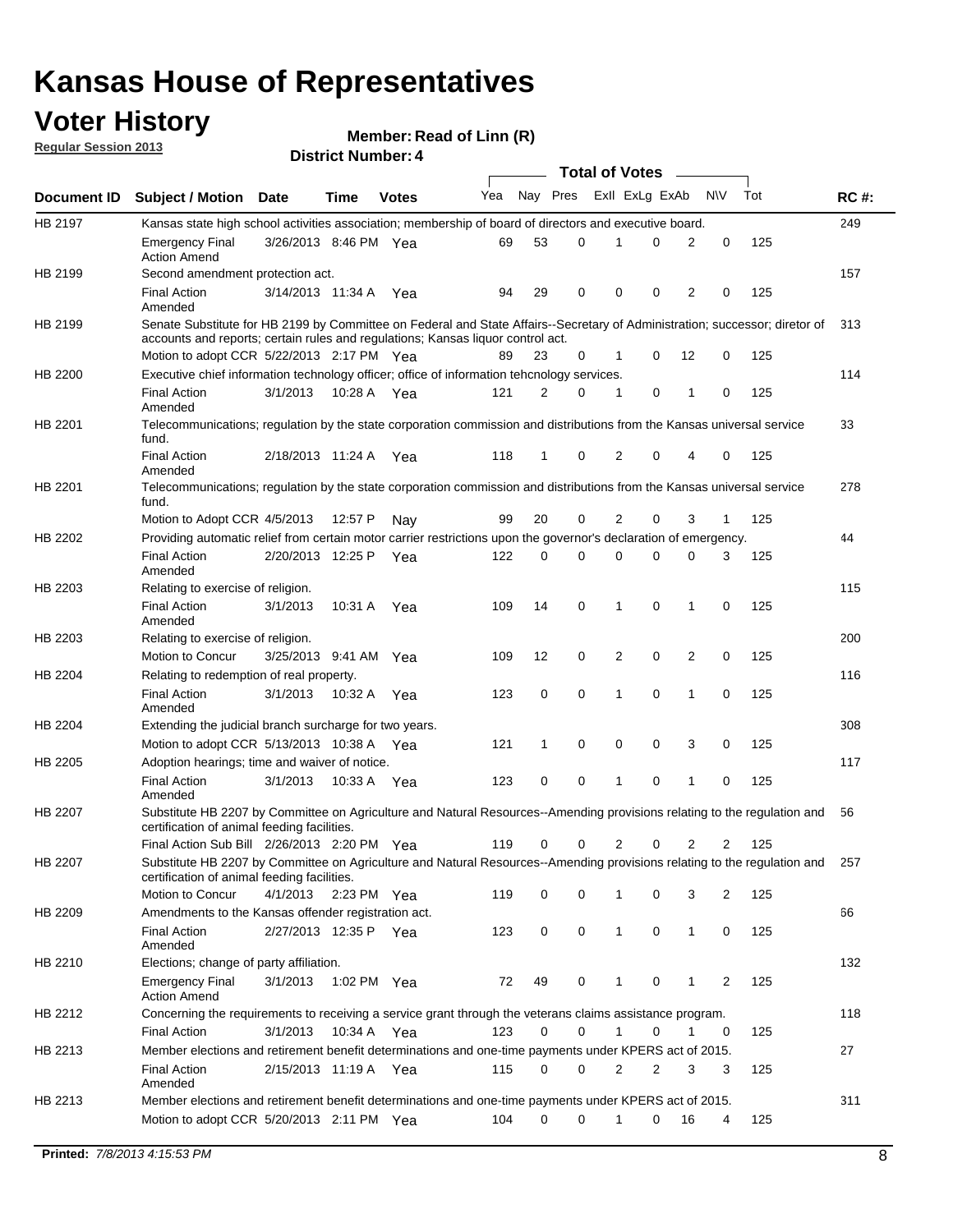# Kansas House of Representatives

## Voter History

**Regular Session 2013**

**Member: Read of Linn (R)**

**District Number: 4**

| Document ID | Subject / Motion | Date | Time | Votes | Yea | Nay | Pres | ExII | ExLg | ExAb | N\V | Tot | RC #: |
|---|---|---|---|---|---|---|---|---|---|---|---|---|---|
| HB 2197 | Kansas state high school activities association; membership of board of directors and executive board. | | | | | | | | | | | | 249 |
| | Emergency Final Action Amend | 3/26/2013 | 8:46 PM | Yea | 69 | 53 | 0 | 1 | 0 | 2 | 0 | 125 | |
| HB 2199 | Second amendment protection act. | | | | | | | | | | | | 157 |
| | Final Action Amended | 3/14/2013 | 11:34 A | Yea | 94 | 29 | 0 | 0 | 0 | 2 | 0 | 125 | |
| HB 2199 | Senate Substitute for HB 2199 by Committee on Federal and State Affairs--Secretary of Administration; successor; diretor of accounts and reports; certain rules and regulations; Kansas liquor control act. | | | | | | | | | | | | 313 |
| | Motion to adopt CCR | 5/22/2013 | 2:17 PM | Yea | 89 | 23 | 0 | 1 | 0 | 12 | 0 | 125 | |
| HB 2200 | Executive chief information technology officer; office of information tehcnology services. | | | | | | | | | | | | 114 |
| | Final Action Amended | 3/1/2013 | 10:28 A | Yea | 121 | 2 | 0 | 1 | 0 | 1 | 0 | 125 | |
| HB 2201 | Telecommunications; regulation by the state corporation commission and distributions from the Kansas universal service fund. | | | | | | | | | | | | 33 |
| | Final Action Amended | 2/18/2013 | 11:24 A | Yea | 118 | 1 | 0 | 2 | 0 | 4 | 0 | 125 | |
| HB 2201 | Telecommunications; regulation by the state corporation commission and distributions from the Kansas universal service fund. | | | | | | | | | | | | 278 |
| | Motion to Adopt CCR | 4/5/2013 | 12:57 P | Nay | 99 | 20 | 0 | 2 | 0 | 3 | 1 | 125 | |
| HB 2202 | Providing automatic relief from certain motor carrier restrictions upon the governor's declaration of emergency. | | | | | | | | | | | | 44 |
| | Final Action Amended | 2/20/2013 | 12:25 P | Yea | 122 | 0 | 0 | 0 | 0 | 0 | 3 | 125 | |
| HB 2203 | Relating to exercise of religion. | | | | | | | | | | | | 115 |
| | Final Action Amended | 3/1/2013 | 10:31 A | Yea | 109 | 14 | 0 | 1 | 0 | 1 | 0 | 125 | |
| HB 2203 | Relating to exercise of religion. | | | | | | | | | | | | 200 |
| | Motion to Concur | 3/25/2013 | 9:41 AM | Yea | 109 | 12 | 0 | 2 | 0 | 2 | 0 | 125 | |
| HB 2204 | Relating to redemption of real property. | | | | | | | | | | | | 116 |
| | Final Action Amended | 3/1/2013 | 10:32 A | Yea | 123 | 0 | 0 | 1 | 0 | 1 | 0 | 125 | |
| HB 2204 | Extending the judicial branch surcharge for two years. | | | | | | | | | | | | 308 |
| | Motion to adopt CCR | 5/13/2013 | 10:38 A | Yea | 121 | 1 | 0 | 0 | 0 | 3 | 0 | 125 | |
| HB 2205 | Adoption hearings; time and waiver of notice. | | | | | | | | | | | | 117 |
| | Final Action Amended | 3/1/2013 | 10:33 A | Yea | 123 | 0 | 0 | 1 | 0 | 1 | 0 | 125 | |
| HB 2207 | Substitute HB 2207 by Committee on Agriculture and Natural Resources--Amending provisions relating to the regulation and certification of animal feeding facilities. | | | | | | | | | | | | 56 |
| | Final Action Sub Bill | 2/26/2013 | 2:20 PM | Yea | 119 | 0 | 0 | 2 | 0 | 2 | 2 | 125 | |
| HB 2207 | Substitute HB 2207 by Committee on Agriculture and Natural Resources--Amending provisions relating to the regulation and certification of animal feeding facilities. | | | | | | | | | | | | 257 |
| | Motion to Concur | 4/1/2013 | 2:23 PM | Yea | 119 | 0 | 0 | 1 | 0 | 3 | 2 | 125 | |
| HB 2209 | Amendments to the Kansas offender registration act. | | | | | | | | | | | | 66 |
| | Final Action Amended | 2/27/2013 | 12:35 P | Yea | 123 | 0 | 0 | 1 | 0 | 1 | 0 | 125 | |
| HB 2210 | Elections; change of party affiliation. | | | | | | | | | | | | 132 |
| | Emergency Final Action Amend | 3/1/2013 | 1:02 PM | Yea | 72 | 49 | 0 | 1 | 0 | 1 | 2 | 125 | |
| HB 2212 | Concerning the requirements to receiving a service grant through the veterans claims assistance program. | | | | | | | | | | | | 118 |
| | Final Action | 3/1/2013 | 10:34 A | Yea | 123 | 0 | 0 | 1 | 0 | 1 | 0 | 125 | |
| HB 2213 | Member elections and retirement benefit determinations and one-time payments under KPERS act of 2015. | | | | | | | | | | | | 27 |
| | Final Action Amended | 2/15/2013 | 11:19 A | Yea | 115 | 0 | 0 | 2 | 2 | 3 | 3 | 125 | |
| HB 2213 | Member elections and retirement benefit determinations and one-time payments under KPERS act of 2015. | | | | | | | | | | | | 311 |
| | Motion to adopt CCR | 5/20/2013 | 2:11 PM | Yea | 104 | 0 | 0 | 1 | 0 | 16 | 4 | 125 | |

**Printed:** *7/8/2013 4:15:53 PM*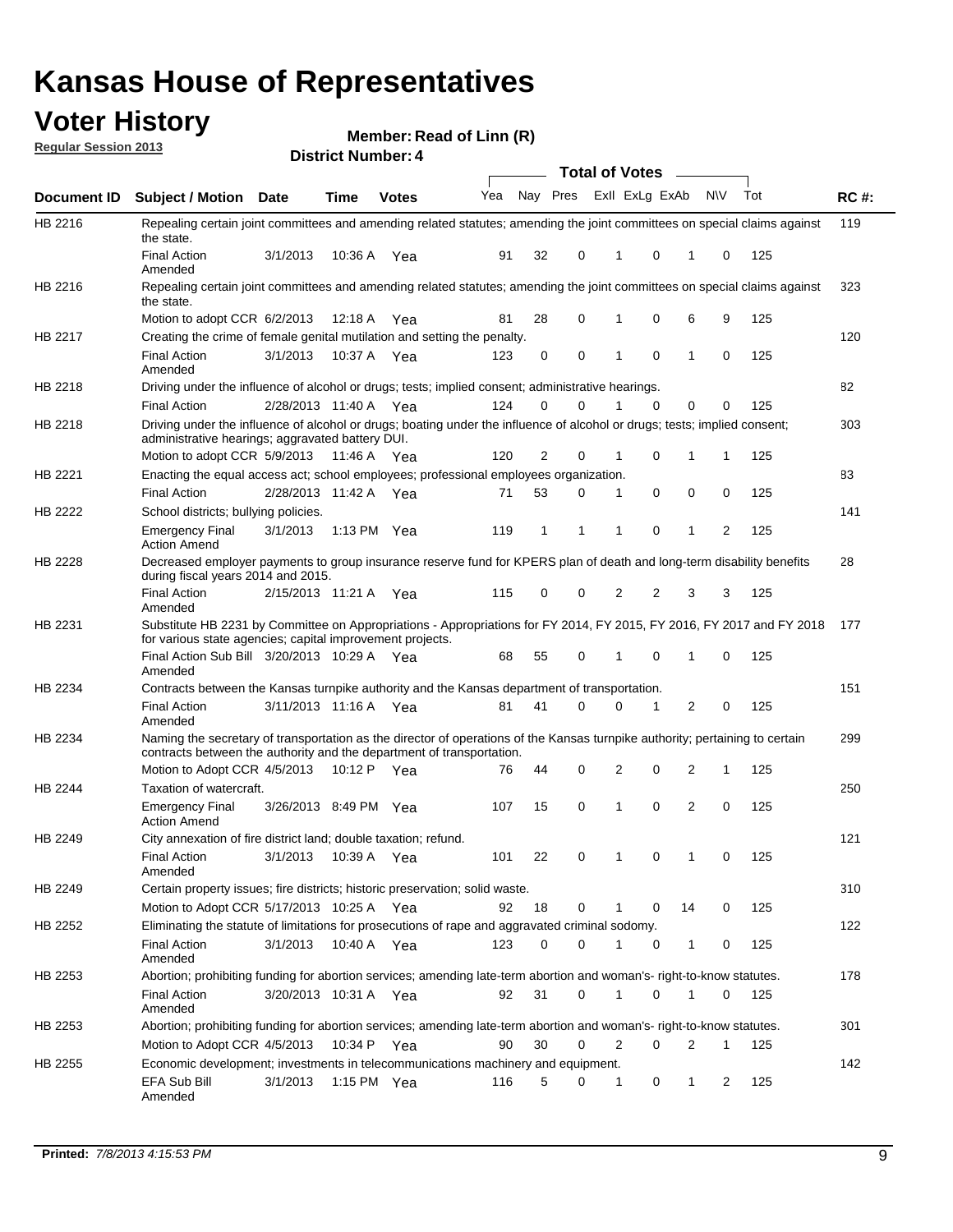# Kansas House of Representatives

## Voter History

**Regular Session 2013**

**Member: Read of Linn (R)**

**District Number: 4**

| Document ID | Subject / Motion | Date | Time | Votes | Yea | Nay | Pres | ExII | ExLg | ExAb | N\V | Tot | RC #: |
|---|---|---|---|---|---|---|---|---|---|---|---|---|---|
| HB 2216 | Repealing certain joint committees and amending related statutes; amending the joint committees on special claims against the state. | | | | | | | | | | | | 119 |
| | Final Action Amended | 3/1/2013 | 10:36 A | Yea | 91 | 32 | 0 | 1 | 0 | 1 | 0 | 125 | |
| HB 2216 | Repealing certain joint committees and amending related statutes; amending the joint committees on special claims against the state. | | | | | | | | | | | | 323 |
| | Motion to adopt CCR | 6/2/2013 | 12:18 A | Yea | 81 | 28 | 0 | 1 | 0 | 6 | 9 | 125 | |
| HB 2217 | Creating the crime of female genital mutilation and setting the penalty. | | | | | | | | | | | | 120 |
| | Final Action Amended | 3/1/2013 | 10:37 A | Yea | 123 | 0 | 0 | 1 | 0 | 1 | 0 | 125 | |
| HB 2218 | Driving under the influence of alcohol or drugs; tests; implied consent; administrative hearings. | | | | | | | | | | | | 82 |
| | Final Action | 2/28/2013 | 11:40 A | Yea | 124 | 0 | 0 | 1 | 0 | 0 | 0 | 125 | |
| HB 2218 | Driving under the influence of alcohol or drugs; boating under the influence of alcohol or drugs; tests; implied consent; administrative hearings; aggravated battery DUI. | | | | | | | | | | | | 303 |
| | Motion to adopt CCR | 5/9/2013 | 11:46 A | Yea | 120 | 2 | 0 | 1 | 0 | 1 | 1 | 125 | |
| HB 2221 | Enacting the equal access act; school employees; professional employees organization. | | | | | | | | | | | | 83 |
| | Final Action | 2/28/2013 | 11:42 A | Yea | 71 | 53 | 0 | 1 | 0 | 0 | 0 | 125 | |
| HB 2222 | School districts; bullying policies. | | | | | | | | | | | | 141 |
| | Emergency Final Action Amend | 3/1/2013 | 1:13 PM | Yea | 119 | 1 | 1 | 1 | 0 | 1 | 2 | 125 | |
| HB 2228 | Decreased employer payments to group insurance reserve fund for KPERS plan of death and long-term disability benefits during fiscal years 2014 and 2015. | | | | | | | | | | | | 28 |
| | Final Action Amended | 2/15/2013 | 11:21 A | Yea | 115 | 0 | 0 | 2 | 2 | 3 | 3 | 125 | |
| HB 2231 | Substitute HB 2231 by Committee on Appropriations - Appropriations for FY 2014, FY 2015, FY 2016, FY 2017 and FY 2018 for various state agencies; capital improvement projects. | | | | | | | | | | | | 177 |
| | Final Action Sub Bill Amended | 3/20/2013 | 10:29 A | Yea | 68 | 55 | 0 | 1 | 0 | 1 | 0 | 125 | |
| HB 2234 | Contracts between the Kansas turnpike authority and the Kansas department of transportation. | | | | | | | | | | | | 151 |
| | Final Action Amended | 3/11/2013 | 11:16 A | Yea | 81 | 41 | 0 | 0 | 1 | 2 | 0 | 125 | |
| HB 2234 | Naming the secretary of transportation as the director of operations of the Kansas turnpike authority; pertaining to certain contracts between the authority and the department of transportation. | | | | | | | | | | | | 299 |
| | Motion to Adopt CCR | 4/5/2013 | 10:12 P | Yea | 76 | 44 | 0 | 2 | 0 | 2 | 1 | 125 | |
| HB 2244 | Taxation of watercraft. | | | | | | | | | | | | 250 |
| | Emergency Final Action Amend | 3/26/2013 | 8:49 PM | Yea | 107 | 15 | 0 | 1 | 0 | 2 | 0 | 125 | |
| HB 2249 | City annexation of fire district land; double taxation; refund. | | | | | | | | | | | | 121 |
| | Final Action Amended | 3/1/2013 | 10:39 A | Yea | 101 | 22 | 0 | 1 | 0 | 1 | 0 | 125 | |
| HB 2249 | Certain property issues; fire districts; historic preservation; solid waste. | | | | | | | | | | | | 310 |
| | Motion to Adopt CCR | 5/17/2013 | 10:25 A | Yea | 92 | 18 | 0 | 1 | 0 | 14 | 0 | 125 | |
| HB 2252 | Eliminating the statute of limitations for prosecutions of rape and aggravated criminal sodomy. | | | | | | | | | | | | 122 |
| | Final Action Amended | 3/1/2013 | 10:40 A | Yea | 123 | 0 | 0 | 1 | 0 | 1 | 0 | 125 | |
| HB 2253 | Abortion; prohibiting funding for abortion services; amending late-term abortion and woman's- right-to-know statutes. | | | | | | | | | | | | 178 |
| | Final Action Amended | 3/20/2013 | 10:31 A | Yea | 92 | 31 | 0 | 1 | 0 | 1 | 0 | 125 | |
| HB 2253 | Abortion; prohibiting funding for abortion services; amending late-term abortion and woman's- right-to-know statutes. | | | | | | | | | | | | 301 |
| | Motion to Adopt CCR | 4/5/2013 | 10:34 P | Yea | 90 | 30 | 0 | 2 | 0 | 2 | 1 | 125 | |
| HB 2255 | Economic development; investments in telecommunications machinery and equipment. | | | | | | | | | | | | 142 |
| | EFA Sub Bill Amended | 3/1/2013 | 1:15 PM | Yea | 116 | 5 | 0 | 1 | 0 | 1 | 2 | 125 | |

**Printed:** *7/8/2013 4:15:53 PM*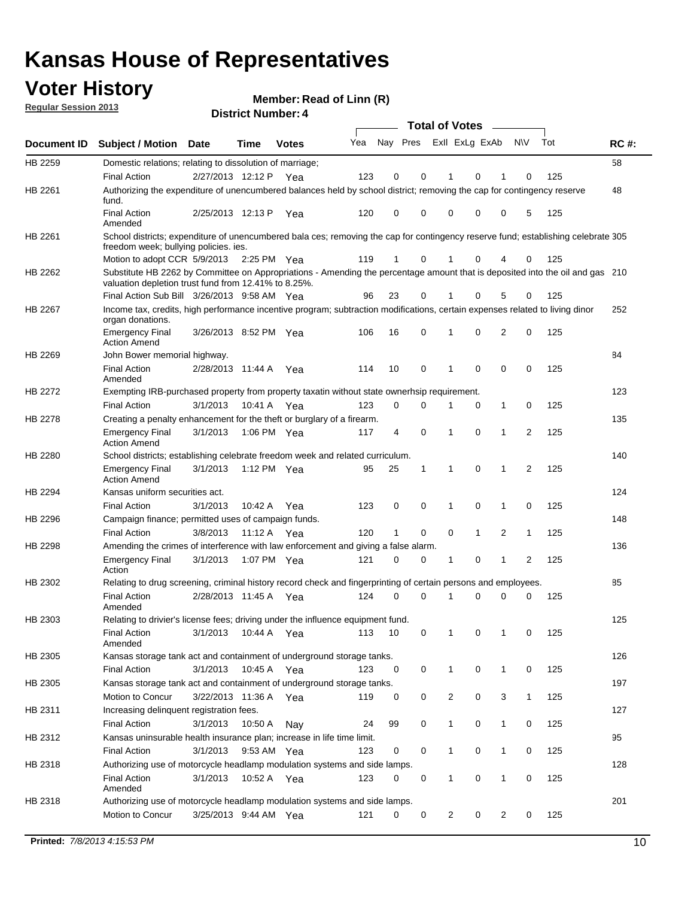# Kansas House of Representatives

## Voter History

**Regular Session 2013**

**Member: Read of Linn (R)**

**District Number: 4**

| Document ID | Subject / Motion | Date | Time | Votes | Yea | Nay | Pres | ExII | ExLg | ExAb | N\V | Tot | RC #: |
|---|---|---|---|---|---|---|---|---|---|---|---|---|---|
| HB 2259 | Domestic relations; relating to dissolution of marriage; | | | | | | | | | | | | 58 |
| | Final Action | 2/27/2013 | 12:12 P | Yea | 123 | 0 | 0 | 1 | 0 | 1 | 0 | 125 | |
| HB 2261 | Authorizing the expenditure of unencumbered balances held by school district; removing the cap for contingency reserve fund. | | | | | | | | | | | | 48 |
| | Final Action Amended | 2/25/2013 | 12:13 P | Yea | 120 | 0 | 0 | 0 | 0 | 0 | 5 | 125 | |
| HB 2261 | School districts; expenditure of unencumbered bala ces; removing the cap for contingency reserve fund; establishing celebrate freedom week; bullying policies. ies. | | | | | | | | | | | | 305 |
| | Motion to adopt CCR | 5/9/2013 | 2:25 PM | Yea | 119 | 1 | 0 | 1 | 0 | 4 | 0 | 125 | |
| HB 2262 | Substitute HB 2262 by Committee on Appropriations - Amending the percentage amount that is deposited into the oil and gas valuation depletion trust fund from 12.41% to 8.25%. | | | | | | | | | | | | 210 |
| | Final Action Sub Bill | 3/26/2013 | 9:58 AM | Yea | 96 | 23 | 0 | 1 | 0 | 5 | 0 | 125 | |
| HB 2267 | Income tax, credits, high performance incentive program; subtraction modifications, certain expenses related to living dinor organ donations. | | | | | | | | | | | | 252 |
| | Emergency Final Action Amend | 3/26/2013 | 8:52 PM | Yea | 106 | 16 | 0 | 1 | 0 | 2 | 0 | 125 | |
| HB 2269 | John Bower memorial highway. | | | | | | | | | | | | 84 |
| | Final Action Amended | 2/28/2013 | 11:44 A | Yea | 114 | 10 | 0 | 1 | 0 | 0 | 0 | 125 | |
| HB 2272 | Exempting IRB-purchased property from property taxatin without state ownerhsip requirement. | | | | | | | | | | | | 123 |
| | Final Action | 3/1/2013 | 10:41 A | Yea | 123 | 0 | 0 | 1 | 0 | 1 | 0 | 125 | |
| HB 2278 | Creating a penalty enhancement for the theft or burglary of a firearm. | | | | | | | | | | | | 135 |
| | Emergency Final Action Amend | 3/1/2013 | 1:06 PM | Yea | 117 | 4 | 0 | 1 | 0 | 1 | 2 | 125 | |
| HB 2280 | School districts; establishing celebrate freedom week and related curriculum. | | | | | | | | | | | | 140 |
| | Emergency Final Action Amend | 3/1/2013 | 1:12 PM | Yea | 95 | 25 | 1 | 1 | 0 | 1 | 2 | 125 | |
| HB 2294 | Kansas uniform securities act. | | | | | | | | | | | | 124 |
| | Final Action | 3/1/2013 | 10:42 A | Yea | 123 | 0 | 0 | 1 | 0 | 1 | 0 | 125 | |
| HB 2296 | Campaign finance; permitted uses of campaign funds. | | | | | | | | | | | | 148 |
| | Final Action | 3/8/2013 | 11:12 A | Yea | 120 | 1 | 0 | 0 | 1 | 2 | 1 | 125 | |
| HB 2298 | Amending the crimes of interference with law enforcement and giving a false alarm. | | | | | | | | | | | | 136 |
| | Emergency Final Action | 3/1/2013 | 1:07 PM | Yea | 121 | 0 | 0 | 1 | 0 | 1 | 2 | 125 | |
| HB 2302 | Relating to drug screening, criminal history record check and fingerprinting of certain persons and employees. | | | | | | | | | | | | 85 |
| | Final Action Amended | 2/28/2013 | 11:45 A | Yea | 124 | 0 | 0 | 1 | 0 | 0 | 0 | 125 | |
| HB 2303 | Relating to drivier's license fees; driving under the influence equipment fund. | | | | | | | | | | | | 125 |
| | Final Action Amended | 3/1/2013 | 10:44 A | Yea | 113 | 10 | 0 | 1 | 0 | 1 | 0 | 125 | |
| HB 2305 | Kansas storage tank act and containment of underground storage tanks. | | | | | | | | | | | | 126 |
| | Final Action | 3/1/2013 | 10:45 A | Yea | 123 | 0 | 0 | 1 | 0 | 1 | 0 | 125 | |
| HB 2305 | Kansas storage tank act and containment of underground storage tanks. | | | | | | | | | | | | 197 |
| | Motion to Concur | 3/22/2013 | 11:36 A | Yea | 119 | 0 | 0 | 2 | 0 | 3 | 1 | 125 | |
| HB 2311 | Increasing delinquent registration fees. | | | | | | | | | | | | 127 |
| | Final Action | 3/1/2013 | 10:50 A | Nay | 24 | 99 | 0 | 1 | 0 | 1 | 0 | 125 | |
| HB 2312 | Kansas uninsurable health insurance plan; increase in life time limit. | | | | | | | | | | | | 95 |
| | Final Action | 3/1/2013 | 9:53 AM | Yea | 123 | 0 | 0 | 1 | 0 | 1 | 0 | 125 | |
| HB 2318 | Authorizing use of motorcycle headlamp modulation systems and side lamps. | | | | | | | | | | | | 128 |
| | Final Action Amended | 3/1/2013 | 10:52 A | Yea | 123 | 0 | 0 | 1 | 0 | 1 | 0 | 125 | |
| HB 2318 | Authorizing use of motorcycle headlamp modulation systems and side lamps. | | | | | | | | | | | | 201 |
| | Motion to Concur | 3/25/2013 | 9:44 AM | Yea | 121 | 0 | 0 | 2 | 0 | 2 | 0 | 125 | |

**Printed:** *7/8/2013 4:15:53 PM*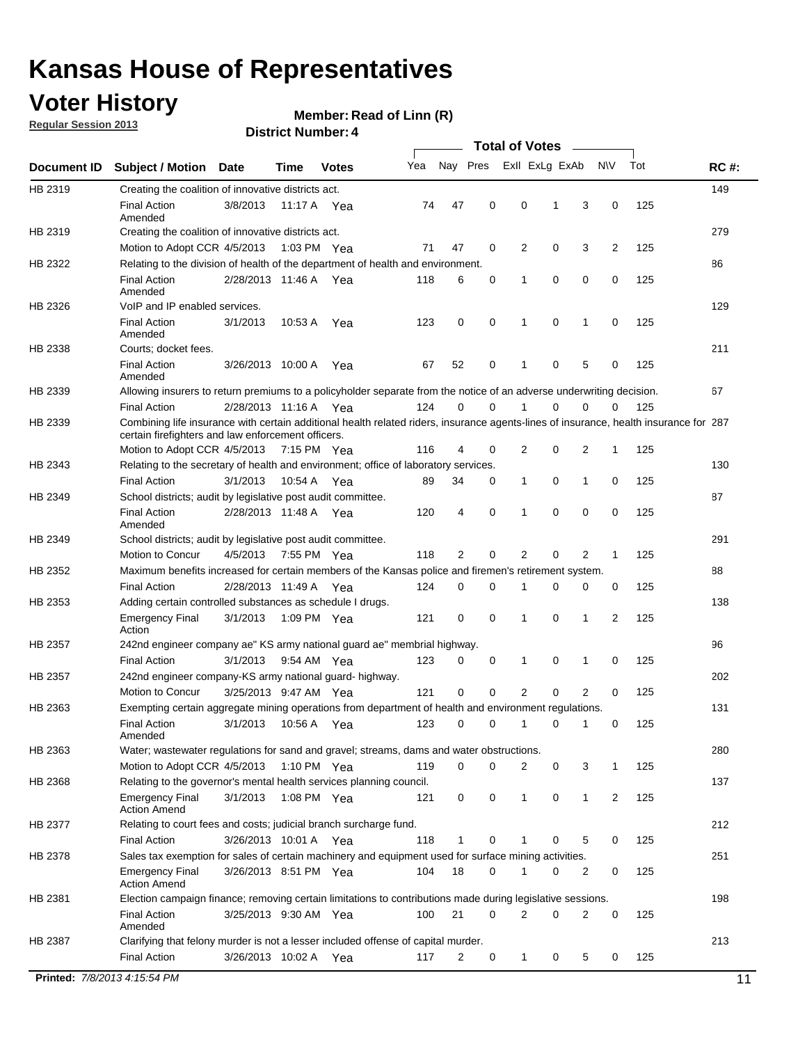# Kansas House of Representatives

## Voter History

**Regular Session 2013**

**Member: Read of Linn (R)**

**District Number: 4**

| Document ID | Subject / Motion | Date | Time | Votes | Yea | Nay | Pres | ExII | ExLg | ExAb | N\V | Tot | RC #: |
|---|---|---|---|---|---|---|---|---|---|---|---|---|---|
| HB 2319 | Creating the coalition of innovative districts act. | | | | | | | | | | | | 149 |
| | Final Action Amended | 3/8/2013 | 11:17 A | Yea | 74 | 47 | 0 | 0 | 1 | 3 | 0 | 125 | |
| HB 2319 | Creating the coalition of innovative districts act. | | | | | | | | | | | | 279 |
| | Motion to Adopt CCR | 4/5/2013 | 1:03 PM | Yea | 71 | 47 | 0 | 2 | 0 | 3 | 2 | 125 | |
| HB 2322 | Relating to the division of health of the department of health and environment. | | | | | | | | | | | | 86 |
| | Final Action Amended | 2/28/2013 | 11:46 A | Yea | 118 | 6 | 0 | 1 | 0 | 0 | 0 | 125 | |
| HB 2326 | VoIP and IP enabled services. | | | | | | | | | | | | 129 |
| | Final Action Amended | 3/1/2013 | 10:53 A | Yea | 123 | 0 | 0 | 1 | 0 | 1 | 0 | 125 | |
| HB 2338 | Courts; docket fees. | | | | | | | | | | | | 211 |
| | Final Action Amended | 3/26/2013 | 10:00 A | Yea | 67 | 52 | 0 | 1 | 0 | 5 | 0 | 125 | |
| HB 2339 | Allowing insurers to return premiums to a policyholder separate from the notice of an adverse underwriting decision. | | | | | | | | | | | | 67 |
| | Final Action | 2/28/2013 | 11:16 A | Yea | 124 | 0 | 0 | 1 | 0 | 0 | 0 | 125 | |
| HB 2339 | Combining life insurance with certain additional health related riders, insurance agents-lines of insurance, health insurance for certain firefighters and law enforcement officers. | | | | | | | | | | | | 287 |
| | Motion to Adopt CCR | 4/5/2013 | 7:15 PM | Yea | 116 | 4 | 0 | 2 | 0 | 2 | 1 | 125 | |
| HB 2343 | Relating to the secretary of health and environment; office of laboratory services. | | | | | | | | | | | | 130 |
| | Final Action | 3/1/2013 | 10:54 A | Yea | 89 | 34 | 0 | 1 | 0 | 1 | 0 | 125 | |
| HB 2349 | School districts; audit by legislative post audit committee. | | | | | | | | | | | | 87 |
| | Final Action Amended | 2/28/2013 | 11:48 A | Yea | 120 | 4 | 0 | 1 | 0 | 0 | 0 | 125 | |
| HB 2349 | School districts; audit by legislative post audit committee. | | | | | | | | | | | | 291 |
| | Motion to Concur | 4/5/2013 | 7:55 PM | Yea | 118 | 2 | 0 | 2 | 0 | 2 | 1 | 125 | |
| HB 2352 | Maximum benefits increased for certain members of the Kansas police and firemen's retirement system. | | | | | | | | | | | | 88 |
| | Final Action | 2/28/2013 | 11:49 A | Yea | 124 | 0 | 0 | 1 | 0 | 0 | 0 | 125 | |
| HB 2353 | Adding certain controlled substances as schedule I drugs. | | | | | | | | | | | | 138 |
| | Emergency Final Action | 3/1/2013 | 1:09 PM | Yea | 121 | 0 | 0 | 1 | 0 | 1 | 2 | 125 | |
| HB 2357 | 242nd engineer company ae" KS army national guard ae" membrial highway. | | | | | | | | | | | | 96 |
| | Final Action | 3/1/2013 | 9:54 AM | Yea | 123 | 0 | 0 | 1 | 0 | 1 | 0 | 125 | |
| HB 2357 | 242nd engineer company-KS army national guard- highway. | | | | | | | | | | | | 202 |
| | Motion to Concur | 3/25/2013 | 9:47 AM | Yea | 121 | 0 | 0 | 2 | 0 | 2 | 0 | 125 | |
| HB 2363 | Exempting certain aggregate mining operations from department of health and environment regulations. | | | | | | | | | | | | 131 |
| | Final Action Amended | 3/1/2013 | 10:56 A | Yea | 123 | 0 | 0 | 1 | 0 | 1 | 0 | 125 | |
| HB 2363 | Water; wastewater regulations for sand and gravel; streams, dams and water obstructions. | | | | | | | | | | | | 280 |
| | Motion to Adopt CCR | 4/5/2013 | 1:10 PM | Yea | 119 | 0 | 0 | 2 | 0 | 3 | 1 | 125 | |
| HB 2368 | Relating to the governor's mental health services planning council. | | | | | | | | | | | | 137 |
| | Emergency Final Action Amend | 3/1/2013 | 1:08 PM | Yea | 121 | 0 | 0 | 1 | 0 | 1 | 2 | 125 | |
| HB 2377 | Relating to court fees and costs; judicial branch surcharge fund. | | | | | | | | | | | | 212 |
| | Final Action | 3/26/2013 | 10:01 A | Yea | 118 | 1 | 0 | 1 | 0 | 5 | 0 | 125 | |
| HB 2378 | Sales tax exemption for sales of certain machinery and equipment used for surface mining activities. | | | | | | | | | | | | 251 |
| | Emergency Final Action Amend | 3/26/2013 | 8:51 PM | Yea | 104 | 18 | 0 | 1 | 0 | 2 | 0 | 125 | |
| HB 2381 | Election campaign finance; removing certain limitations to contributions made during legislative sessions. | | | | | | | | | | | | 198 |
| | Final Action Amended | 3/25/2013 | 9:30 AM | Yea | 100 | 21 | 0 | 2 | 0 | 2 | 0 | 125 | |
| HB 2387 | Clarifying that felony murder is not a lesser included offense of capital murder. | | | | | | | | | | | | 213 |
| | Final Action | 3/26/2013 | 10:02 A | Yea | 117 | 2 | 0 | 1 | 0 | 5 | 0 | 125 | |

**Printed:** *7/8/2013 4:15:54 PM*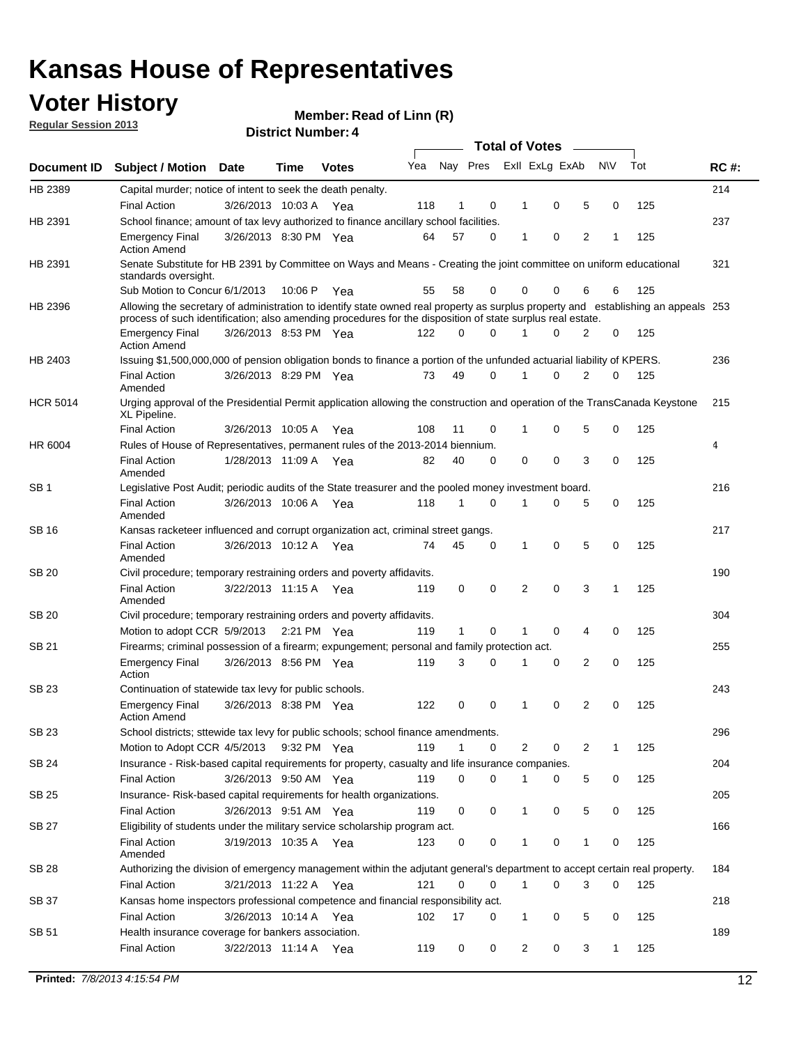# Kansas House of Representatives

## Voter History

**Regular Session 2013**

**Member: Read of Linn (R)**

**District Number: 4**

| Document ID | Subject / Motion | Date | Time | Votes | Yea | Nay | Pres | ExII | ExLg | ExAb | N\V | Tot | RC #: |
|---|---|---|---|---|---|---|---|---|---|---|---|---|---|
| HB 2389 | Capital murder; notice of intent to seek the death penalty. | | | | | | | | | | | | 214 |
| | Final Action | 3/26/2013 | 10:03 A | Yea | 118 | 1 | 0 | 1 | 0 | 5 | 0 | 125 | |
| HB 2391 | School finance; amount of tax levy authorized to finance ancillary school facilities. | | | | | | | | | | | | 237 |
| | Emergency Final Action Amend | 3/26/2013 | 8:30 PM | Yea | 64 | 57 | 0 | 1 | 0 | 2 | 1 | 125 | |
| HB 2391 | Senate Substitute for HB 2391 by Committee on Ways and Means - Creating the joint committee on uniform educational standards oversight. | | | | | | | | | | | | 321 |
| | Sub Motion to Concur | 6/1/2013 | 10:06 P | Yea | 55 | 58 | 0 | 0 | 0 | 6 | 6 | 125 | |
| HB 2396 | Allowing the secretary of administration to identify state owned real property as surplus property and establishing an appeals process of such identification; also amending procedures for the disposition of state surplus real estate. | | | | | | | | | | | | 253 |
| | Emergency Final Action Amend | 3/26/2013 | 8:53 PM | Yea | 122 | 0 | 0 | 1 | 0 | 2 | 0 | 125 | |
| HB 2403 | Issuing $1,500,000,000 of pension obligation bonds to finance a portion of the unfunded actuarial liability of KPERS. | | | | | | | | | | | | 236 |
| | Final Action Amended | 3/26/2013 | 8:29 PM | Yea | 73 | 49 | 0 | 1 | 0 | 2 | 0 | 125 | |
| HCR 5014 | Urging approval of the Presidential Permit application allowing the construction and operation of the TransCanada Keystone XL Pipeline. | | | | | | | | | | | | 215 |
| | Final Action | 3/26/2013 | 10:05 A | Yea | 108 | 11 | 0 | 1 | 0 | 5 | 0 | 125 | |
| HR 6004 | Rules of House of Representatives, permanent rules of the 2013-2014 biennium. | | | | | | | | | | | | 4 |
| | Final Action Amended | 1/28/2013 | 11:09 A | Yea | 82 | 40 | 0 | 0 | 0 | 3 | 0 | 125 | |
| SB 1 | Legislative Post Audit; periodic audits of the State treasurer and the pooled money investment board. | | | | | | | | | | | | 216 |
| | Final Action Amended | 3/26/2013 | 10:06 A | Yea | 118 | 1 | 0 | 1 | 0 | 5 | 0 | 125 | |
| SB 16 | Kansas racketeer influenced and corrupt organization act, criminal street gangs. | | | | | | | | | | | | 217 |
| | Final Action Amended | 3/26/2013 | 10:12 A | Yea | 74 | 45 | 0 | 1 | 0 | 5 | 0 | 125 | |
| SB 20 | Civil procedure; temporary restraining orders and poverty affidavits. | | | | | | | | | | | | 190 |
| | Final Action Amended | 3/22/2013 | 11:15 A | Yea | 119 | 0 | 0 | 2 | 0 | 3 | 1 | 125 | |
| SB 20 | Civil procedure; temporary restraining orders and poverty affidavits. | | | | | | | | | | | | 304 |
| | Motion to adopt CCR | 5/9/2013 | 2:21 PM | Yea | 119 | 1 | 0 | 1 | 0 | 4 | 0 | 125 | |
| SB 21 | Firearms; criminal possession of a firearm; expungement; personal and family protection act. | | | | | | | | | | | | 255 |
| | Emergency Final Action | 3/26/2013 | 8:56 PM | Yea | 119 | 3 | 0 | 1 | 0 | 2 | 0 | 125 | |
| SB 23 | Continuation of statewide tax levy for public schools. | | | | | | | | | | | | 243 |
| | Emergency Final Action Amend | 3/26/2013 | 8:38 PM | Yea | 122 | 0 | 0 | 1 | 0 | 2 | 0 | 125 | |
| SB 23 | School districts; sttewide tax levy for public schools; school finance amendments. | | | | | | | | | | | | 296 |
| | Motion to Adopt CCR | 4/5/2013 | 9:32 PM | Yea | 119 | 1 | 0 | 2 | 0 | 2 | 1 | 125 | |
| SB 24 | Insurance - Risk-based capital requirements for property, casualty and life insurance companies. | | | | | | | | | | | | 204 |
| | Final Action | 3/26/2013 | 9:50 AM | Yea | 119 | 0 | 0 | 1 | 0 | 5 | 0 | 125 | |
| SB 25 | Insurance- Risk-based capital requirements for health organizations. | | | | | | | | | | | | 205 |
| | Final Action | 3/26/2013 | 9:51 AM | Yea | 119 | 0 | 0 | 1 | 0 | 5 | 0 | 125 | |
| SB 27 | Eligibility of students under the military service scholarship program act. | | | | | | | | | | | | 166 |
| | Final Action Amended | 3/19/2013 | 10:35 A | Yea | 123 | 0 | 0 | 1 | 0 | 1 | 0 | 125 | |
| SB 28 | Authorizing the division of emergency management within the adjutant general's department to accept certain real property. | | | | | | | | | | | | 184 |
| | Final Action | 3/21/2013 | 11:22 A | Yea | 121 | 0 | 0 | 1 | 0 | 3 | 0 | 125 | |
| SB 37 | Kansas home inspectors professional competence and financial responsibility act. | | | | | | | | | | | | 218 |
| | Final Action | 3/26/2013 | 10:14 A | Yea | 102 | 17 | 0 | 1 | 0 | 5 | 0 | 125 | |
| SB 51 | Health insurance coverage for bankers association. | | | | | | | | | | | | 189 |
| | Final Action | 3/22/2013 | 11:14 A | Yea | 119 | 0 | 0 | 2 | 0 | 3 | 1 | 125 | |

**Printed:** *7/8/2013 4:15:54 PM*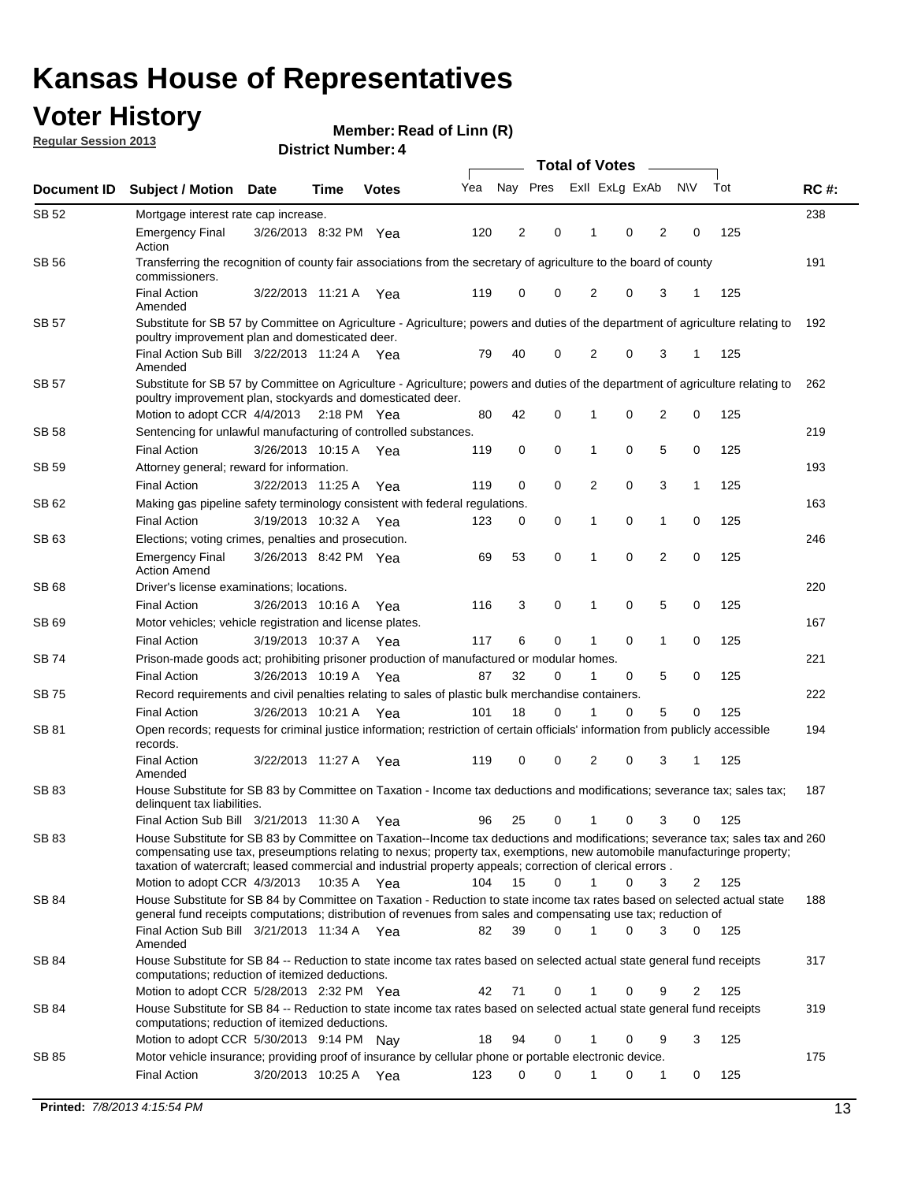# Kansas House of Representatives

## Voter History

**Regular Session 2013**

**Member: Read of Linn (R)**

**District Number: 4**

| Document ID | Subject / Motion | Date | Time | Votes | Yea | Nay | Pres | ExII | ExLg | ExAb | N\V | Tot | RC #: |
|---|---|---|---|---|---|---|---|---|---|---|---|---|---|
| SB 52 | Mortgage interest rate cap increase. | | | | | | | | | | | | 238 |
| | Emergency Final Action | 3/26/2013 | 8:32 PM | Yea | 120 | 2 | 0 | 1 | 0 | 2 | 0 | 125 | |
| SB 56 | Transferring the recognition of county fair associations from the secretary of agriculture to the board of county commissioners. | | | | | | | | | | | | 191 |
| | Final Action Amended | 3/22/2013 | 11:21 A | Yea | 119 | 0 | 0 | 2 | 0 | 3 | 1 | 125 | |
| SB 57 | Substitute for SB 57 by Committee on Agriculture - Agriculture; powers and duties of the department of agriculture relating to poultry improvement plan and domesticated deer. | | | | | | | | | | | | 192 |
| | Final Action Sub Bill Amended | 3/22/2013 | 11:24 A | Yea | 79 | 40 | 0 | 2 | 0 | 3 | 1 | 125 | |
| SB 57 | Substitute for SB 57 by Committee on Agriculture - Agriculture; powers and duties of the department of agriculture relating to poultry improvement plan, stockyards and domesticated deer. | | | | | | | | | | | | 262 |
| | Motion to adopt CCR | 4/4/2013 | 2:18 PM | Yea | 80 | 42 | 0 | 1 | 0 | 2 | 0 | 125 | |
| SB 58 | Sentencing for unlawful manufacturing of controlled substances. | | | | | | | | | | | | 219 |
| | Final Action | 3/26/2013 | 10:15 A | Yea | 119 | 0 | 0 | 1 | 0 | 5 | 0 | 125 | |
| SB 59 | Attorney general; reward for information. | | | | | | | | | | | | 193 |
| | Final Action | 3/22/2013 | 11:25 A | Yea | 119 | 0 | 0 | 2 | 0 | 3 | 1 | 125 | |
| SB 62 | Making gas pipeline safety terminology consistent with federal regulations. | | | | | | | | | | | | 163 |
| | Final Action | 3/19/2013 | 10:32 A | Yea | 123 | 0 | 0 | 1 | 0 | 1 | 0 | 125 | |
| SB 63 | Elections; voting crimes, penalties and prosecution. | | | | | | | | | | | | 246 |
| | Emergency Final Action Amend | 3/26/2013 | 8:42 PM | Yea | 69 | 53 | 0 | 1 | 0 | 2 | 0 | 125 | |
| SB 68 | Driver's license examinations; locations. | | | | | | | | | | | | 220 |
| | Final Action | 3/26/2013 | 10:16 A | Yea | 116 | 3 | 0 | 1 | 0 | 5 | 0 | 125 | |
| SB 69 | Motor vehicles; vehicle registration and license plates. | | | | | | | | | | | | 167 |
| | Final Action | 3/19/2013 | 10:37 A | Yea | 117 | 6 | 0 | 1 | 0 | 1 | 0 | 125 | |
| SB 74 | Prison-made goods act; prohibiting prisoner production of manufactured or modular homes. | | | | | | | | | | | | 221 |
| | Final Action | 3/26/2013 | 10:19 A | Yea | 87 | 32 | 0 | 1 | 0 | 5 | 0 | 125 | |
| SB 75 | Record requirements and civil penalties relating to sales of plastic bulk merchandise containers. | | | | | | | | | | | | 222 |
| | Final Action | 3/26/2013 | 10:21 A | Yea | 101 | 18 | 0 | 1 | 0 | 5 | 0 | 125 | |
| SB 81 | Open records; requests for criminal justice information; restriction of certain officials' information from publicly accessible records. | | | | | | | | | | | | 194 |
| | Final Action Amended | 3/22/2013 | 11:27 A | Yea | 119 | 0 | 0 | 2 | 0 | 3 | 1 | 125 | |
| SB 83 | House Substitute for SB 83 by Committee on Taxation - Income tax deductions and modifications; severance tax; sales tax; delinquent tax liabilities. | | | | | | | | | | | | 187 |
| | Final Action Sub Bill | 3/21/2013 | 11:30 A | Yea | 96 | 25 | 0 | 1 | 0 | 3 | 0 | 125 | |
| SB 83 | House Substitute for SB 83 by Committee on Taxation--Income tax deductions and modifications; severance tax; sales tax and compensating use tax, preseumptions relating to nexus; property tax, exemptions, new automobile manufacturinge property; taxation of watercraft; leased commercial and industrial property appeals; correction of clerical errors . | | | | | | | | | | | | 260 |
| | Motion to adopt CCR | 4/3/2013 | 10:35 A | Yea | 104 | 15 | 0 | 1 | 0 | 3 | 2 | 125 | |
| SB 84 | House Substitute for SB 84 by Committee on Taxation - Reduction to state income tax rates based on selected actual state general fund receipts computations; distribution of revenues from sales and compensating use tax; reduction of | | | | | | | | | | | | 188 |
| | Final Action Sub Bill Amended | 3/21/2013 | 11:34 A | Yea | 82 | 39 | 0 | 1 | 0 | 3 | 0 | 125 | |
| SB 84 | House Substitute for SB 84 -- Reduction to state income tax rates based on selected actual state general fund receipts computations; reduction of itemized deductions. | | | | | | | | | | | | 317 |
| | Motion to adopt CCR | 5/28/2013 | 2:32 PM | Yea | 42 | 71 | 0 | 1 | 0 | 9 | 2 | 125 | |
| SB 84 | House Substitute for SB 84 -- Reduction to state income tax rates based on selected actual state general fund receipts computations; reduction of itemized deductions. | | | | | | | | | | | | 319 |
| | Motion to adopt CCR | 5/30/2013 | 9:14 PM | Nay | 18 | 94 | 0 | 1 | 0 | 9 | 3 | 125 | |
| SB 85 | Motor vehicle insurance; providing proof of insurance by cellular phone or portable electronic device. | | | | | | | | | | | | 175 |
| | Final Action | 3/20/2013 | 10:25 A | Yea | 123 | 0 | 0 | 1 | 0 | 1 | 0 | 125 | |

**Printed:** 7/8/2013 4:15:54 PM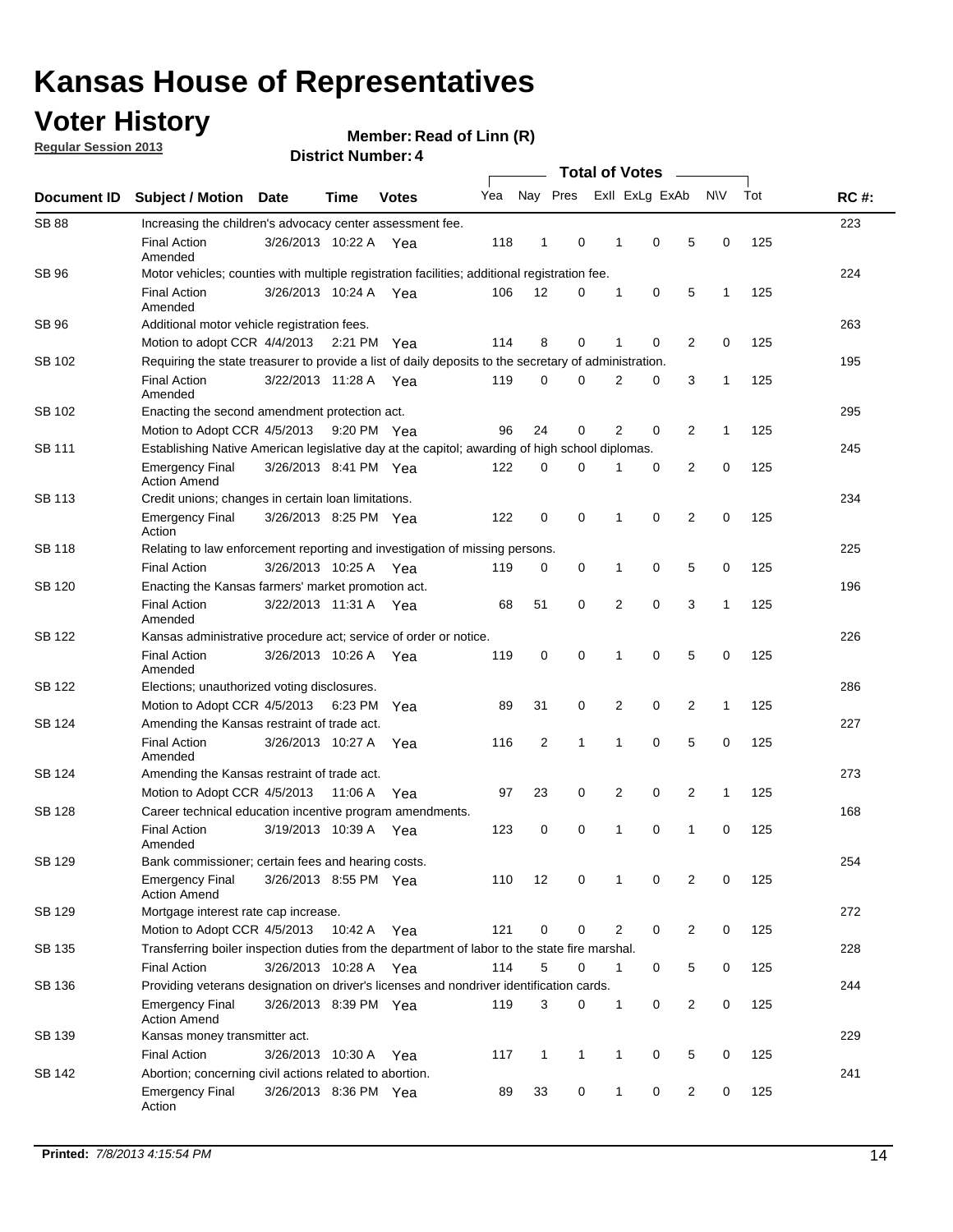# Kansas House of Representatives

## Voter History

**Regular Session 2013**

**Member: Read of Linn (R)**

**District Number: 4**

| Document ID | Subject / Motion | Date | Time | Votes | Yea | Nay | Pres | ExII | ExLg | ExAb | N\V | Tot | RC #: |
|---|---|---|---|---|---|---|---|---|---|---|---|---|---|
| SB 88 | Increasing the children's advocacy center assessment fee. | | | | | | | | | | | | 223 |
| | Final Action Amended | 3/26/2013 | 10:22 A | Yea | 118 | 1 | 0 | 1 | 0 | 5 | 0 | 125 | |
| SB 96 | Motor vehicles; counties with multiple registration facilities; additional registration fee. | | | | | | | | | | | | 224 |
| | Final Action Amended | 3/26/2013 | 10:24 A | Yea | 106 | 12 | 0 | 1 | 0 | 5 | 1 | 125 | |
| SB 96 | Additional motor vehicle registration fees. | | | | | | | | | | | | 263 |
| | Motion to adopt CCR | 4/4/2013 | 2:21 PM | Yea | 114 | 8 | 0 | 1 | 0 | 2 | 0 | 125 | |
| SB 102 | Requiring the state treasurer to provide a list of daily deposits to the secretary of administration. | | | | | | | | | | | | 195 |
| | Final Action Amended | 3/22/2013 | 11:28 A | Yea | 119 | 0 | 0 | 2 | 0 | 3 | 1 | 125 | |
| SB 102 | Enacting the second amendment protection act. | | | | | | | | | | | | 295 |
| | Motion to Adopt CCR | 4/5/2013 | 9:20 PM | Yea | 96 | 24 | 0 | 2 | 0 | 2 | 1 | 125 | |
| SB 111 | Establishing Native American legislative day at the capitol; awarding of high school diplomas. | | | | | | | | | | | | 245 |
| | Emergency Final Action Amend | 3/26/2013 | 8:41 PM | Yea | 122 | 0 | 0 | 1 | 0 | 2 | 0 | 125 | |
| SB 113 | Credit unions; changes in certain loan limitations. | | | | | | | | | | | | 234 |
| | Emergency Final Action | 3/26/2013 | 8:25 PM | Yea | 122 | 0 | 0 | 1 | 0 | 2 | 0 | 125 | |
| SB 118 | Relating to law enforcement reporting and investigation of missing persons. | | | | | | | | | | | | 225 |
| | Final Action | 3/26/2013 | 10:25 A | Yea | 119 | 0 | 0 | 1 | 0 | 5 | 0 | 125 | |
| SB 120 | Enacting the Kansas farmers' market promotion act. | | | | | | | | | | | | 196 |
| | Final Action Amended | 3/22/2013 | 11:31 A | Yea | 68 | 51 | 0 | 2 | 0 | 3 | 1 | 125 | |
| SB 122 | Kansas administrative procedure act; service of order or notice. | | | | | | | | | | | | 226 |
| | Final Action Amended | 3/26/2013 | 10:26 A | Yea | 119 | 0 | 0 | 1 | 0 | 5 | 0 | 125 | |
| SB 122 | Elections; unauthorized voting disclosures. | | | | | | | | | | | | 286 |
| | Motion to Adopt CCR | 4/5/2013 | 6:23 PM | Yea | 89 | 31 | 0 | 2 | 0 | 2 | 1 | 125 | |
| SB 124 | Amending the Kansas restraint of trade act. | | | | | | | | | | | | 227 |
| | Final Action Amended | 3/26/2013 | 10:27 A | Yea | 116 | 2 | 1 | 1 | 0 | 5 | 0 | 125 | |
| SB 124 | Amending the Kansas restraint of trade act. | | | | | | | | | | | | 273 |
| | Motion to Adopt CCR | 4/5/2013 | 11:06 A | Yea | 97 | 23 | 0 | 2 | 0 | 2 | 1 | 125 | |
| SB 128 | Career technical education incentive program amendments. | | | | | | | | | | | | 168 |
| | Final Action Amended | 3/19/2013 | 10:39 A | Yea | 123 | 0 | 0 | 1 | 0 | 1 | 0 | 125 | |
| SB 129 | Bank commissioner; certain fees and hearing costs. | | | | | | | | | | | | 254 |
| | Emergency Final Action Amend | 3/26/2013 | 8:55 PM | Yea | 110 | 12 | 0 | 1 | 0 | 2 | 0 | 125 | |
| SB 129 | Mortgage interest rate cap increase. | | | | | | | | | | | | 272 |
| | Motion to Adopt CCR | 4/5/2013 | 10:42 A | Yea | 121 | 0 | 0 | 2 | 0 | 2 | 0 | 125 | |
| SB 135 | Transferring boiler inspection duties from the department of labor to the state fire marshal. | | | | | | | | | | | | 228 |
| | Final Action | 3/26/2013 | 10:28 A | Yea | 114 | 5 | 0 | 1 | 0 | 5 | 0 | 125 | |
| SB 136 | Providing veterans designation on driver's licenses and nondriver identification cards. | | | | | | | | | | | | 244 |
| | Emergency Final Action Amend | 3/26/2013 | 8:39 PM | Yea | 119 | 3 | 0 | 1 | 0 | 2 | 0 | 125 | |
| SB 139 | Kansas money transmitter act. | | | | | | | | | | | | 229 |
| | Final Action | 3/26/2013 | 10:30 A | Yea | 117 | 1 | 1 | 1 | 0 | 5 | 0 | 125 | |
| SB 142 | Abortion; concerning civil actions related to abortion. | | | | | | | | | | | | 241 |
| | Emergency Final Action | 3/26/2013 | 8:36 PM | Yea | 89 | 33 | 0 | 1 | 0 | 2 | 0 | 125 | |

**Printed:** *7/8/2013 4:15:54 PM*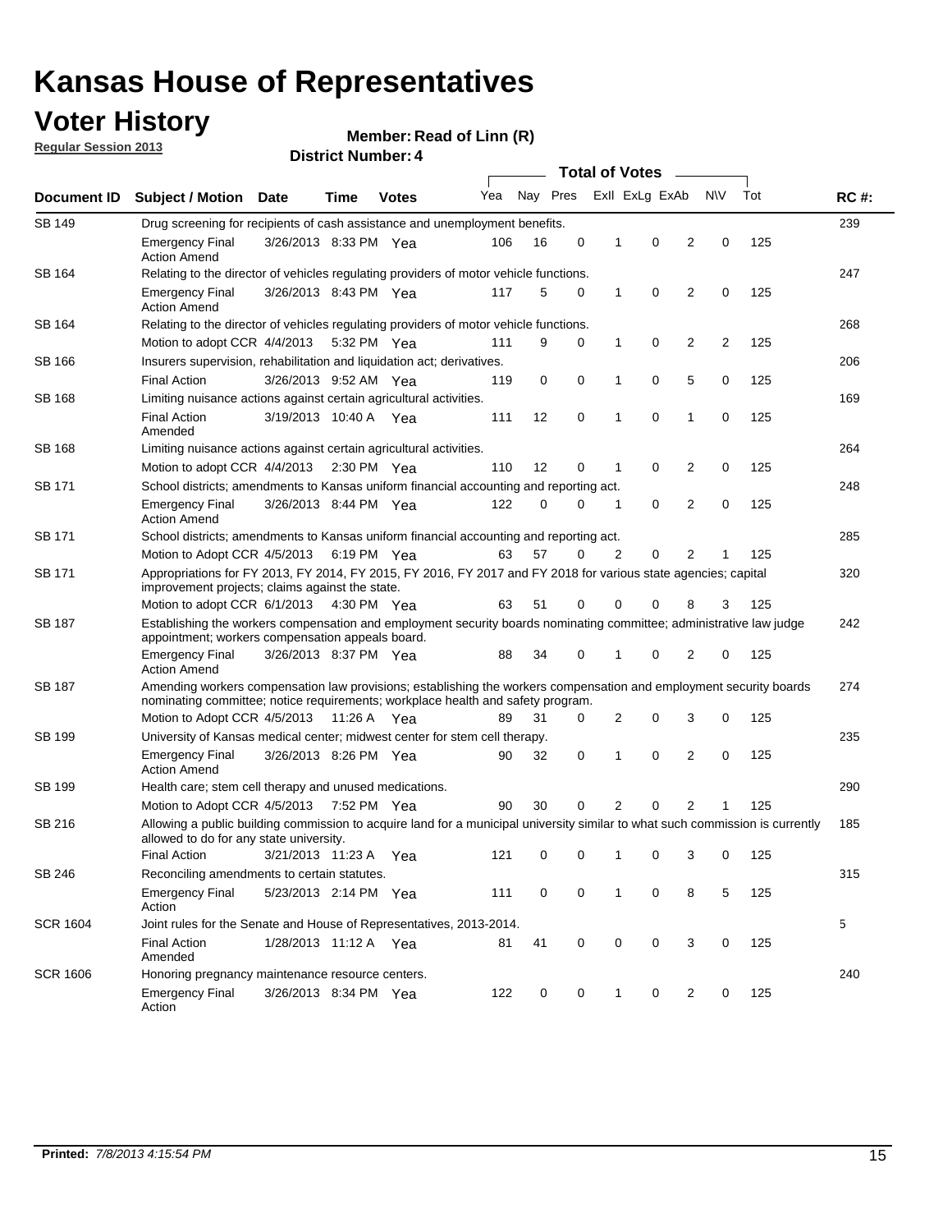# Kansas House of Representatives

## Voter History

**Regular Session 2013**

**Member: Read of Linn (R)**

**District Number: 4**

| Document ID | Subject / Motion | Date | Time | Votes | Yea | Nay | Pres | ExII | ExLg | ExAb | N\V | Tot | RC #: |
|---|---|---|---|---|---|---|---|---|---|---|---|---|---|
| SB 149 | Drug screening for recipients of cash assistance and unemployment benefits. | | | | | | | | | | | | 239 |
| | Emergency Final Action Amend | 3/26/2013 | 8:33 PM | Yea | 106 | 16 | 0 | 1 | 0 | 2 | 0 | 125 | |
| SB 164 | Relating to the director of vehicles regulating providers of motor vehicle functions. | | | | | | | | | | | | 247 |
| | Emergency Final Action Amend | 3/26/2013 | 8:43 PM | Yea | 117 | 5 | 0 | 1 | 0 | 2 | 0 | 125 | |
| SB 164 | Relating to the director of vehicles regulating providers of motor vehicle functions. | | | | | | | | | | | | 268 |
| | Motion to adopt CCR | 4/4/2013 | 5:32 PM | Yea | 111 | 9 | 0 | 1 | 0 | 2 | 2 | 125 | |
| SB 166 | Insurers supervision, rehabilitation and liquidation act; derivatives. | | | | | | | | | | | | 206 |
| | Final Action | 3/26/2013 | 9:52 AM | Yea | 119 | 0 | 0 | 1 | 0 | 5 | 0 | 125 | |
| SB 168 | Limiting nuisance actions against certain agricultural activities. | | | | | | | | | | | | 169 |
| | Final Action Amended | 3/19/2013 | 10:40 A | Yea | 111 | 12 | 0 | 1 | 0 | 1 | 0 | 125 | |
| SB 168 | Limiting nuisance actions against certain agricultural activities. | | | | | | | | | | | | 264 |
| | Motion to adopt CCR | 4/4/2013 | 2:30 PM | Yea | 110 | 12 | 0 | 1 | 0 | 2 | 0 | 125 | |
| SB 171 | School districts; amendments to Kansas uniform financial accounting and reporting act. | | | | | | | | | | | | 248 |
| | Emergency Final Action Amend | 3/26/2013 | 8:44 PM | Yea | 122 | 0 | 0 | 1 | 0 | 2 | 0 | 125 | |
| SB 171 | School districts; amendments to Kansas uniform financial accounting and reporting act. | | | | | | | | | | | | 285 |
| | Motion to Adopt CCR | 4/5/2013 | 6:19 PM | Yea | 63 | 57 | 0 | 2 | 0 | 2 | 1 | 125 | |
| SB 171 | Appropriations for FY 2013, FY 2014, FY 2015, FY 2016, FY 2017 and FY 2018 for various state agencies; capital improvement projects; claims against the state. | | | | | | | | | | | | 320 |
| | Motion to adopt CCR | 6/1/2013 | 4:30 PM | Yea | 63 | 51 | 0 | 0 | 0 | 8 | 3 | 125 | |
| SB 187 | Establishing the workers compensation and employment security boards nominating committee; administrative law judge appointment; workers compensation appeals board. | | | | | | | | | | | | 242 |
| | Emergency Final Action Amend | 3/26/2013 | 8:37 PM | Yea | 88 | 34 | 0 | 1 | 0 | 2 | 0 | 125 | |
| SB 187 | Amending workers compensation law provisions; establishing the workers compensation and employment security boards nominating committee; notice requirements; workplace health and safety program. | | | | | | | | | | | | 274 |
| | Motion to Adopt CCR | 4/5/2013 | 11:26 A | Yea | 89 | 31 | 0 | 2 | 0 | 3 | 0 | 125 | |
| SB 199 | University of Kansas medical center; midwest center for stem cell therapy. | | | | | | | | | | | | 235 |
| | Emergency Final Action Amend | 3/26/2013 | 8:26 PM | Yea | 90 | 32 | 0 | 1 | 0 | 2 | 0 | 125 | |
| SB 199 | Health care; stem cell therapy and unused medications. | | | | | | | | | | | | 290 |
| | Motion to Adopt CCR | 4/5/2013 | 7:52 PM | Yea | 90 | 30 | 0 | 2 | 0 | 2 | 1 | 125 | |
| SB 216 | Allowing a public building commission to acquire land for a municipal university similar to what such commission is currently allowed to do for any state university. | | | | | | | | | | | | 185 |
| | Final Action | 3/21/2013 | 11:23 A | Yea | 121 | 0 | 0 | 1 | 0 | 3 | 0 | 125 | |
| SB 246 | Reconciling amendments to certain statutes. | | | | | | | | | | | | 315 |
| | Emergency Final Action | 5/23/2013 | 2:14 PM | Yea | 111 | 0 | 0 | 1 | 0 | 8 | 5 | 125 | |
| SCR 1604 | Joint rules for the Senate and House of Representatives, 2013-2014. | | | | | | | | | | | | 5 |
| | Final Action Amended | 1/28/2013 | 11:12 A | Yea | 81 | 41 | 0 | 0 | 0 | 3 | 0 | 125 | |
| SCR 1606 | Honoring pregnancy maintenance resource centers. | | | | | | | | | | | | 240 |
| | Emergency Final Action | 3/26/2013 | 8:34 PM | Yea | 122 | 0 | 0 | 1 | 0 | 2 | 0 | 125 | |

**Printed:** *7/8/2013 4:15:54 PM*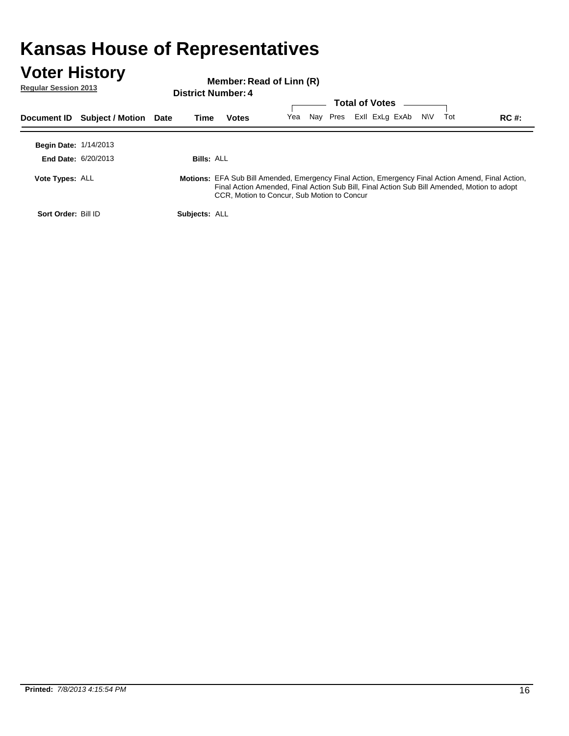# Kansas House of Representatives

## Voter History

**Regular Session 2013**

**Member:** Read of Linn (R)

**District Number:** 4

| Document ID | Subject / Motion | Date | Time | Votes | Yea | Nay | Pres | ExII | ExLg | ExAb | N\V | Tot | RC #: |
|---|---|---|---|---|---|---|---|---|---|---|---|---|---|

**Begin Date:** 1/14/2013

**End Date:** 6/20/2013

**Bills:** ALL

**Vote Types:** ALL

**Motions:** EFA Sub Bill Amended, Emergency Final Action, Emergency Final Action Amend, Final Action, Final Action Amended, Final Action Sub Bill, Final Action Sub Bill Amended, Motion to adopt CCR, Motion to Concur, Sub Motion to Concur

**Sort Order:** Bill ID

**Subjects:** ALL

**Printed:** *7/8/2013 4:15:54 PM*